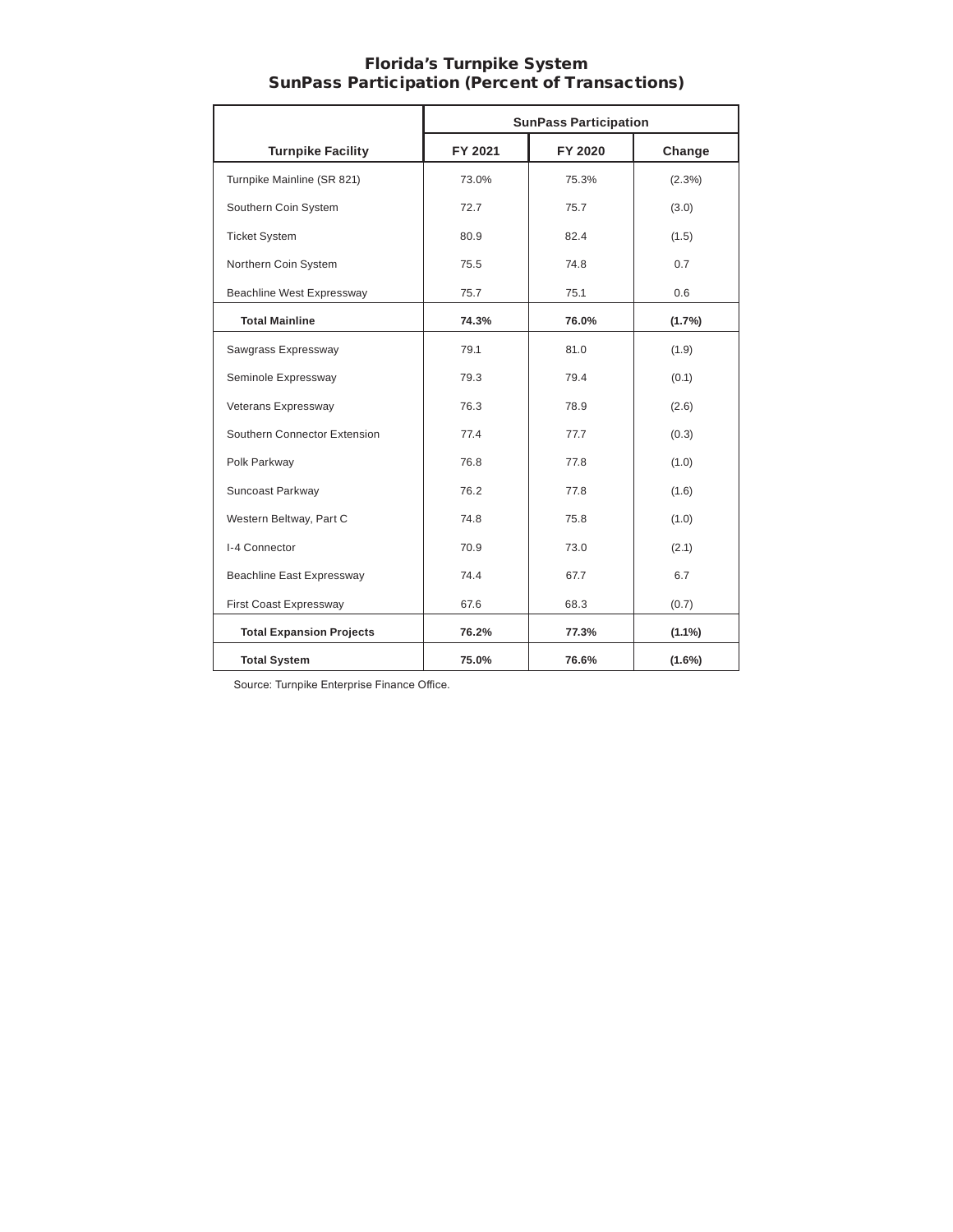# Florida's Turnpike System
## SunPass Participation (Percent of Transactions)

| Turnpike Facility | SunPass Participation | | |
|---|---|---|---|
| | FY 2021 | FY 2020 | Change |
| Turnpike Mainline (SR 821) | 73.0% | 75.3% | (2.3%) |
| Southern Coin System | 72.7 | 75.7 | (3.0) |
| Ticket System | 80.9 | 82.4 | (1.5) |
| Northern Coin System | 75.5 | 74.8 | 0.7 |
| Beachline West Expressway | 75.7 | 75.1 | 0.6 |
| **Total Mainline** | **74.3%** | **76.0%** | **(1.7%)** |
| Sawgrass Expressway | 79.1 | 81.0 | (1.9) |
| Seminole Expressway | 79.3 | 79.4 | (0.1) |
| Veterans Expressway | 76.3 | 78.9 | (2.6) |
| Southern Connector Extension | 77.4 | 77.7 | (0.3) |
| Polk Parkway | 76.8 | 77.8 | (1.0) |
| Suncoast Parkway | 76.2 | 77.8 | (1.6) |
| Western Beltway, Part C | 74.8 | 75.8 | (1.0) |
| I-4 Connector | 70.9 | 73.0 | (2.1) |
| Beachline East Expressway | 74.4 | 67.7 | 6.7 |
| First Coast Expressway | 67.6 | 68.3 | (0.7) |
| **Total Expansion Projects** | **76.2%** | **77.3%** | **(1.1%)** |
| **Total System** | **75.0%** | **76.6%** | **(1.6%)** |

Source: Turnpike Enterprise Finance Office.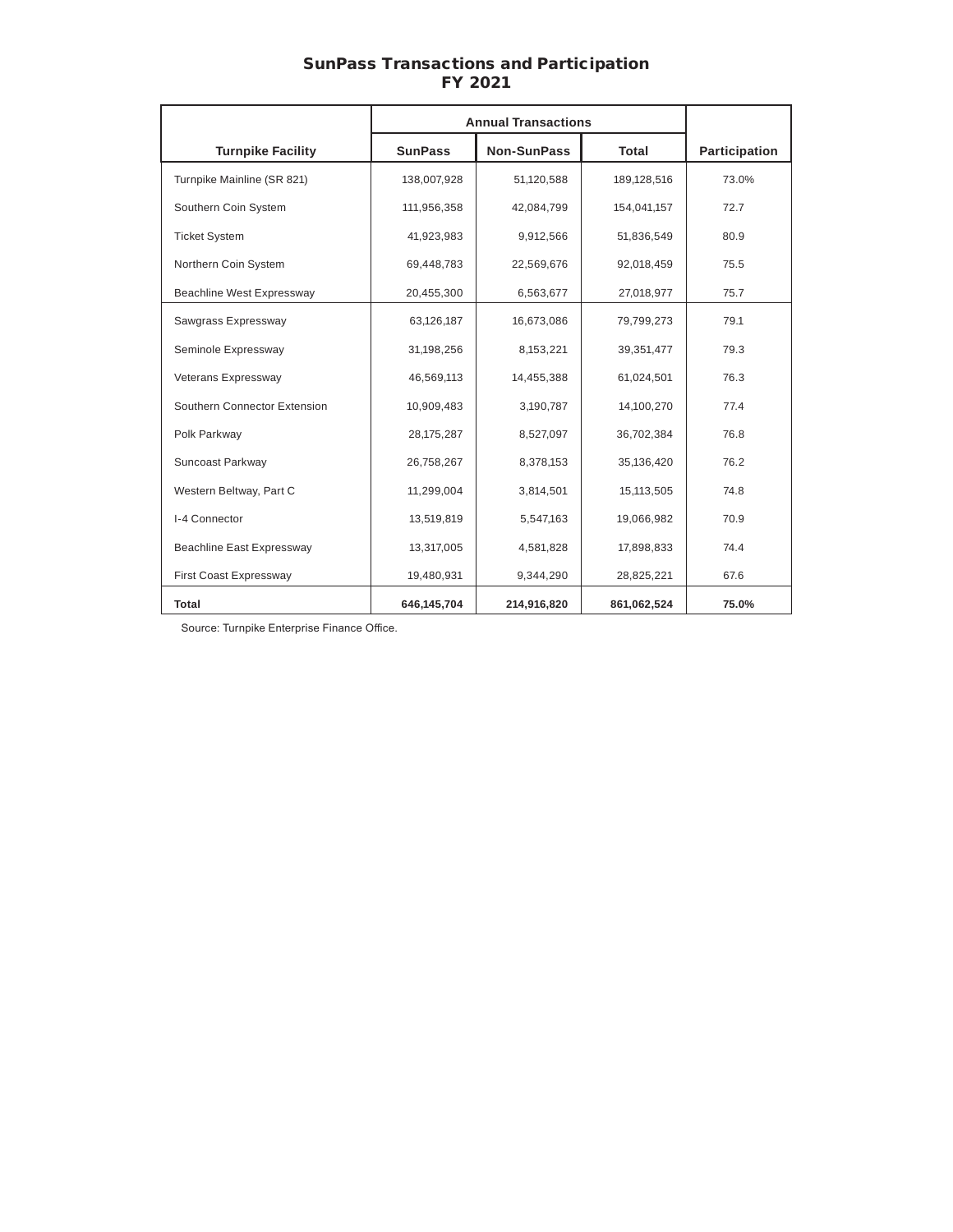# SunPass Transactions and Participation
## FY 2021

| Turnpike Facility | Annual Transactions | | | Participation |
|---|---|---|---|---|
| | SunPass | Non-SunPass | Total | |
| Turnpike Mainline (SR 821) | 138,007,928 | 51,120,588 | 189,128,516 | 73.0% |
| Southern Coin System | 111,956,358 | 42,084,799 | 154,041,157 | 72.7 |
| Ticket System | 41,923,983 | 9,912,566 | 51,836,549 | 80.9 |
| Northern Coin System | 69,448,783 | 22,569,676 | 92,018,459 | 75.5 |
| Beachline West Expressway | 20,455,300 | 6,563,677 | 27,018,977 | 75.7 |
| Sawgrass Expressway | 63,126,187 | 16,673,086 | 79,799,273 | 79.1 |
| Seminole Expressway | 31,198,256 | 8,153,221 | 39,351,477 | 79.3 |
| Veterans Expressway | 46,569,113 | 14,455,388 | 61,024,501 | 76.3 |
| Southern Connector Extension | 10,909,483 | 3,190,787 | 14,100,270 | 77.4 |
| Polk Parkway | 28,175,287 | 8,527,097 | 36,702,384 | 76.8 |
| Suncoast Parkway | 26,758,267 | 8,378,153 | 35,136,420 | 76.2 |
| Western Beltway, Part C | 11,299,004 | 3,814,501 | 15,113,505 | 74.8 |
| I-4 Connector | 13,519,819 | 5,547,163 | 19,066,982 | 70.9 |
| Beachline East Expressway | 13,317,005 | 4,581,828 | 17,898,833 | 74.4 |
| First Coast Expressway | 19,480,931 | 9,344,290 | 28,825,221 | 67.6 |
| **Total** | **646,145,704** | **214,916,820** | **861,062,524** | **75.0%** |

Source: Turnpike Enterprise Finance Office.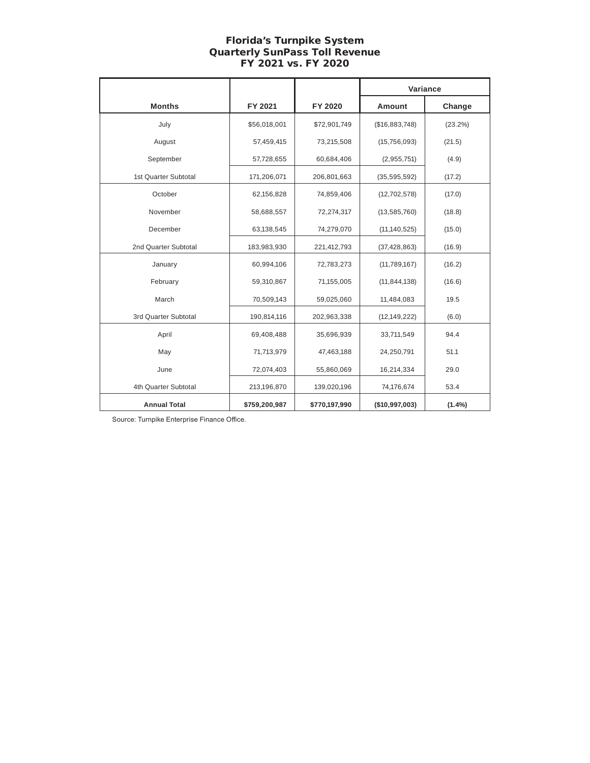# Florida's Turnpike System
## Quarterly SunPass Toll Revenue
## FY 2021 vs. FY 2020

| | | | Variance | |
|---|---|---|---|---|
| **Months** | **FY 2021** | **FY 2020** | **Amount** | **Change** |
| July | $56,018,001 | $72,901,749 | ($16,883,748) | (23.2%) |
| August | 57,459,415 | 73,215,508 | (15,756,093) | (21.5) |
| September | 57,728,655 | 60,684,406 | (2,955,751) | (4.9) |
| 1st Quarter Subtotal | 171,206,071 | 206,801,663 | (35,595,592) | (17.2) |
| October | 62,156,828 | 74,859,406 | (12,702,578) | (17.0) |
| November | 58,688,557 | 72,274,317 | (13,585,760) | (18.8) |
| December | 63,138,545 | 74,279,070 | (11,140,525) | (15.0) |
| 2nd Quarter Subtotal | 183,983,930 | 221,412,793 | (37,428,863) | (16.9) |
| January | 60,994,106 | 72,783,273 | (11,789,167) | (16.2) |
| February | 59,310,867 | 71,155,005 | (11,844,138) | (16.6) |
| March | 70,509,143 | 59,025,060 | 11,484,083 | 19.5 |
| 3rd Quarter Subtotal | 190,814,116 | 202,963,338 | (12,149,222) | (6.0) |
| April | 69,408,488 | 35,696,939 | 33,711,549 | 94.4 |
| May | 71,713,979 | 47,463,188 | 24,250,791 | 51.1 |
| June | 72,074,403 | 55,860,069 | 16,214,334 | 29.0 |
| 4th Quarter Subtotal | 213,196,870 | 139,020,196 | 74,176,674 | 53.4 |
| **Annual Total** | **$759,200,987** | **$770,197,990** | **($10,997,003)** | **(1.4%)** |

Source: Turnpike Enterprise Finance Office.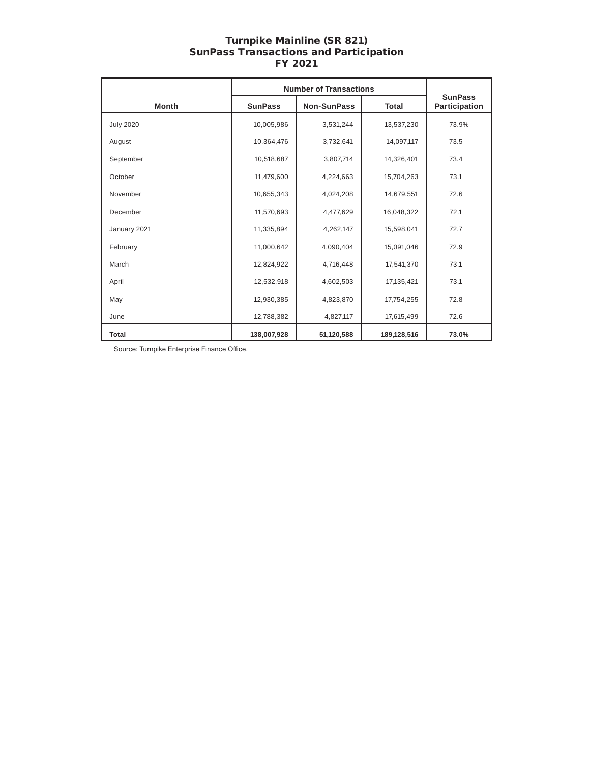# Turnpike Mainline (SR 821)
## SunPass Transactions and Participation
## FY 2021

| Month | Number of Transactions | | | SunPass Participation |
|---|---|---|---|---|
| | SunPass | Non-SunPass | Total | |
| July 2020 | 10,005,986 | 3,531,244 | 13,537,230 | 73.9% |
| August | 10,364,476 | 3,732,641 | 14,097,117 | 73.5 |
| September | 10,518,687 | 3,807,714 | 14,326,401 | 73.4 |
| October | 11,479,600 | 4,224,663 | 15,704,263 | 73.1 |
| November | 10,655,343 | 4,024,208 | 14,679,551 | 72.6 |
| December | 11,570,693 | 4,477,629 | 16,048,322 | 72.1 |
| January 2021 | 11,335,894 | 4,262,147 | 15,598,041 | 72.7 |
| February | 11,000,642 | 4,090,404 | 15,091,046 | 72.9 |
| March | 12,824,922 | 4,716,448 | 17,541,370 | 73.1 |
| April | 12,532,918 | 4,602,503 | 17,135,421 | 73.1 |
| May | 12,930,385 | 4,823,870 | 17,754,255 | 72.8 |
| June | 12,788,382 | 4,827,117 | 17,615,499 | 72.6 |
| **Total** | **138,007,928** | **51,120,588** | **189,128,516** | **73.0%** |

Source: Turnpike Enterprise Finance Office.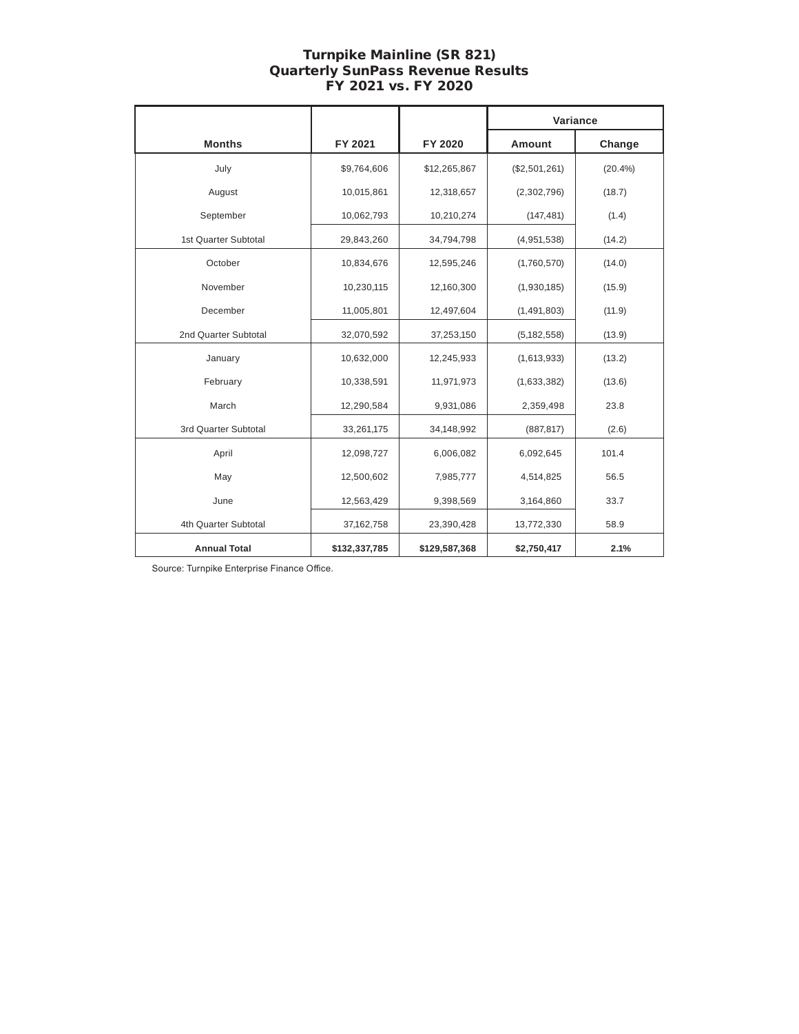# Turnpike Mainline (SR 821)
## Quarterly SunPass Revenue Results
## FY 2021 vs. FY 2020

| | | | Variance | |
|---|---|---|---|---|
| **Months** | **FY 2021** | **FY 2020** | **Amount** | **Change** |
| July | $9,764,606 | $12,265,867 | ($2,501,261) | (20.4%) |
| August | 10,015,861 | 12,318,657 | (2,302,796) | (18.7) |
| September | 10,062,793 | 10,210,274 | (147,481) | (1.4) |
| 1st Quarter Subtotal | 29,843,260 | 34,794,798 | (4,951,538) | (14.2) |
| October | 10,834,676 | 12,595,246 | (1,760,570) | (14.0) |
| November | 10,230,115 | 12,160,300 | (1,930,185) | (15.9) |
| December | 11,005,801 | 12,497,604 | (1,491,803) | (11.9) |
| 2nd Quarter Subtotal | 32,070,592 | 37,253,150 | (5,182,558) | (13.9) |
| January | 10,632,000 | 12,245,933 | (1,613,933) | (13.2) |
| February | 10,338,591 | 11,971,973 | (1,633,382) | (13.6) |
| March | 12,290,584 | 9,931,086 | 2,359,498 | 23.8 |
| 3rd Quarter Subtotal | 33,261,175 | 34,148,992 | (887,817) | (2.6) |
| April | 12,098,727 | 6,006,082 | 6,092,645 | 101.4 |
| May | 12,500,602 | 7,985,777 | 4,514,825 | 56.5 |
| June | 12,563,429 | 9,398,569 | 3,164,860 | 33.7 |
| 4th Quarter Subtotal | 37,162,758 | 23,390,428 | 13,772,330 | 58.9 |
| **Annual Total** | **$132,337,785** | **$129,587,368** | **$2,750,417** | **2.1%** |

Source: Turnpike Enterprise Finance Office.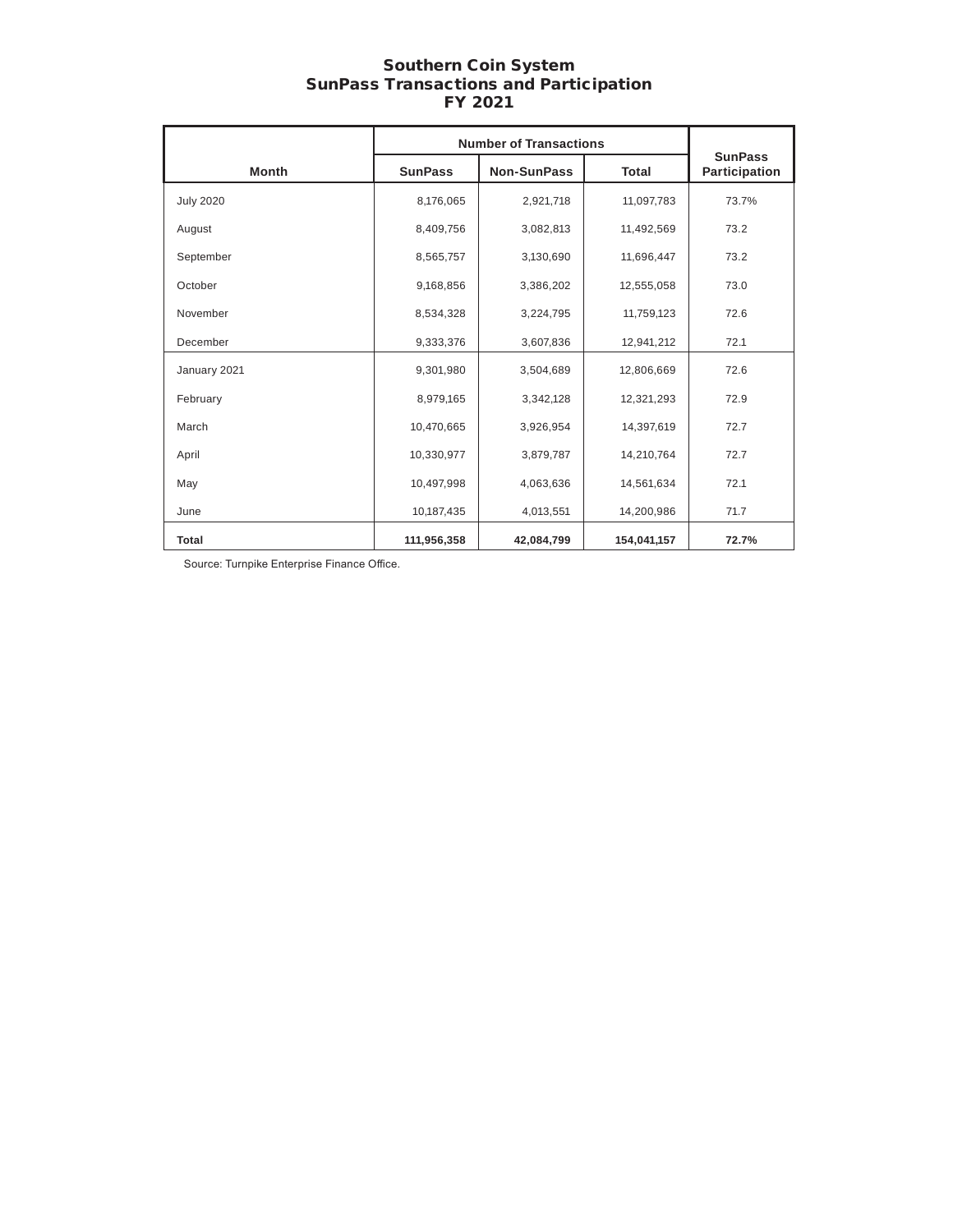# Southern Coin System
## SunPass Transactions and Participation
## FY 2021

| Month | Number of Transactions | | | SunPass Participation |
|---|---|---|---|---|
| | SunPass | Non-SunPass | Total | |
| July 2020 | 8,176,065 | 2,921,718 | 11,097,783 | 73.7% |
| August | 8,409,756 | 3,082,813 | 11,492,569 | 73.2 |
| September | 8,565,757 | 3,130,690 | 11,696,447 | 73.2 |
| October | 9,168,856 | 3,386,202 | 12,555,058 | 73.0 |
| November | 8,534,328 | 3,224,795 | 11,759,123 | 72.6 |
| December | 9,333,376 | 3,607,836 | 12,941,212 | 72.1 |
| January 2021 | 9,301,980 | 3,504,689 | 12,806,669 | 72.6 |
| February | 8,979,165 | 3,342,128 | 12,321,293 | 72.9 |
| March | 10,470,665 | 3,926,954 | 14,397,619 | 72.7 |
| April | 10,330,977 | 3,879,787 | 14,210,764 | 72.7 |
| May | 10,497,998 | 4,063,636 | 14,561,634 | 72.1 |
| June | 10,187,435 | 4,013,551 | 14,200,986 | 71.7 |
| **Total** | **111,956,358** | **42,084,799** | **154,041,157** | **72.7%** |

Source: Turnpike Enterprise Finance Office.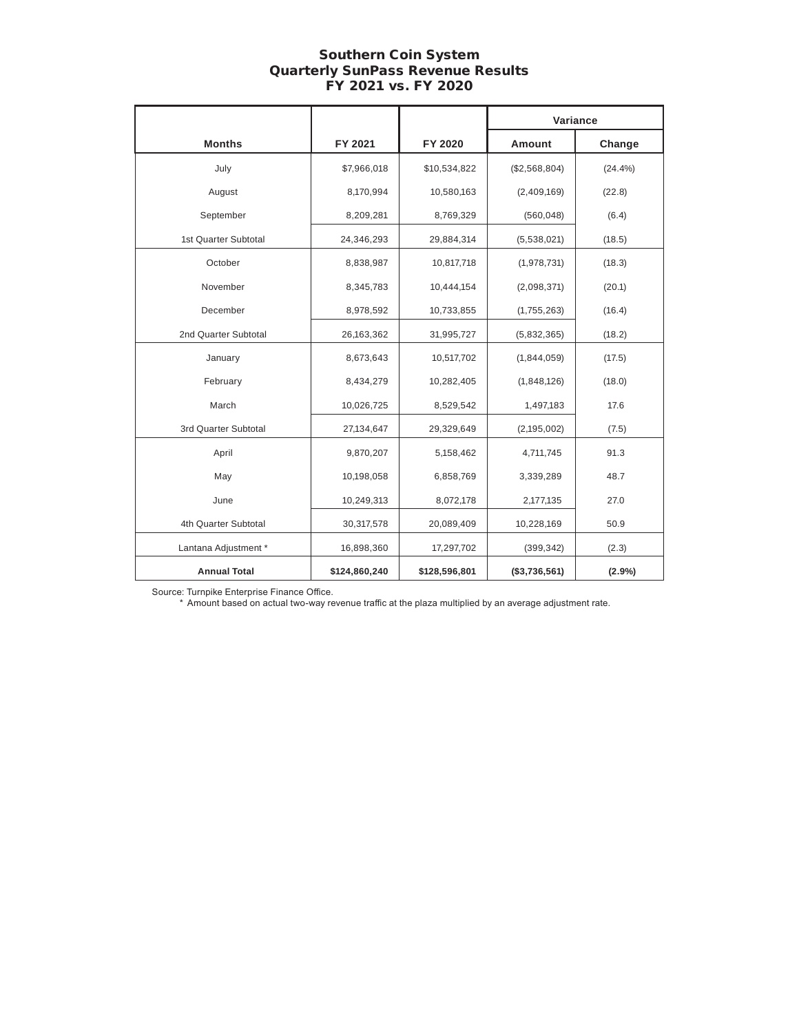# Southern Coin System
## Quarterly SunPass Revenue Results
## FY 2021 vs. FY 2020

| | | | Variance | |
|---|---|---|---|---|
| **Months** | **FY 2021** | **FY 2020** | **Amount** | **Change** |
| July | $7,966,018 | $10,534,822 | ($2,568,804) | (24.4%) |
| August | 8,170,994 | 10,580,163 | (2,409,169) | (22.8) |
| September | 8,209,281 | 8,769,329 | (560,048) | (6.4) |
| 1st Quarter Subtotal | 24,346,293 | 29,884,314 | (5,538,021) | (18.5) |
| October | 8,838,987 | 10,817,718 | (1,978,731) | (18.3) |
| November | 8,345,783 | 10,444,154 | (2,098,371) | (20.1) |
| December | 8,978,592 | 10,733,855 | (1,755,263) | (16.4) |
| 2nd Quarter Subtotal | 26,163,362 | 31,995,727 | (5,832,365) | (18.2) |
| January | 8,673,643 | 10,517,702 | (1,844,059) | (17.5) |
| February | 8,434,279 | 10,282,405 | (1,848,126) | (18.0) |
| March | 10,026,725 | 8,529,542 | 1,497,183 | 17.6 |
| 3rd Quarter Subtotal | 27,134,647 | 29,329,649 | (2,195,002) | (7.5) |
| April | 9,870,207 | 5,158,462 | 4,711,745 | 91.3 |
| May | 10,198,058 | 6,858,769 | 3,339,289 | 48.7 |
| June | 10,249,313 | 8,072,178 | 2,177,135 | 27.0 |
| 4th Quarter Subtotal | 30,317,578 | 20,089,409 | 10,228,169 | 50.9 |
| Lantana Adjustment * | 16,898,360 | 17,297,702 | (399,342) | (2.3) |
| **Annual Total** | **$124,860,240** | **$128,596,801** | **($3,736,561)** | **(2.9%)** |

Source: Turnpike Enterprise Finance Office.

\* Amount based on actual two-way revenue traffic at the plaza multiplied by an average adjustment rate.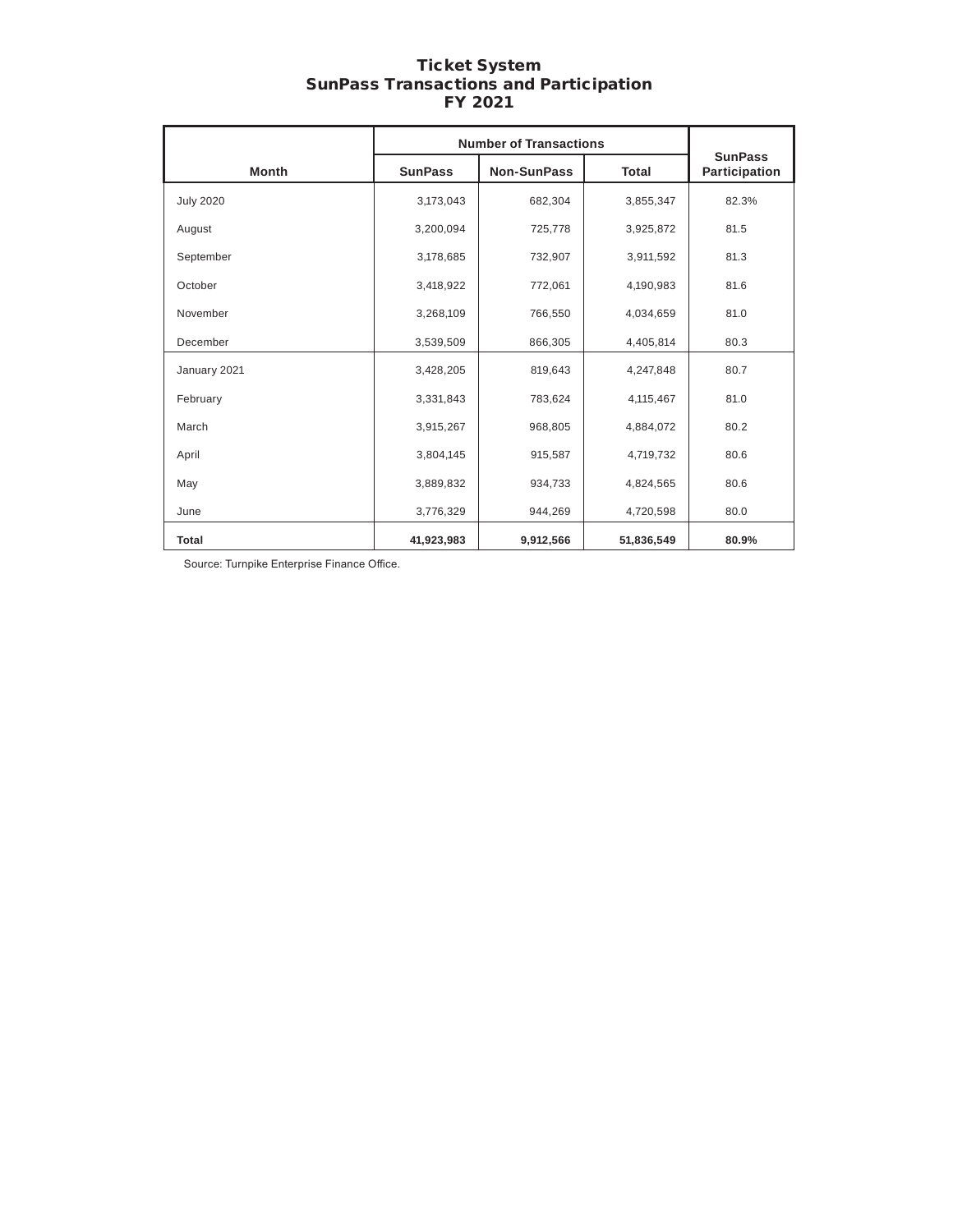# Ticket System
## SunPass Transactions and Participation
## FY 2021

| Month | Number of Transactions | | | SunPass Participation |
|---|---|---|---|---|
| | SunPass | Non-SunPass | Total | |
| July 2020 | 3,173,043 | 682,304 | 3,855,347 | 82.3% |
| August | 3,200,094 | 725,778 | 3,925,872 | 81.5 |
| September | 3,178,685 | 732,907 | 3,911,592 | 81.3 |
| October | 3,418,922 | 772,061 | 4,190,983 | 81.6 |
| November | 3,268,109 | 766,550 | 4,034,659 | 81.0 |
| December | 3,539,509 | 866,305 | 4,405,814 | 80.3 |
| January 2021 | 3,428,205 | 819,643 | 4,247,848 | 80.7 |
| February | 3,331,843 | 783,624 | 4,115,467 | 81.0 |
| March | 3,915,267 | 968,805 | 4,884,072 | 80.2 |
| April | 3,804,145 | 915,587 | 4,719,732 | 80.6 |
| May | 3,889,832 | 934,733 | 4,824,565 | 80.6 |
| June | 3,776,329 | 944,269 | 4,720,598 | 80.0 |
| **Total** | **41,923,983** | **9,912,566** | **51,836,549** | **80.9%** |

Source: Turnpike Enterprise Finance Office.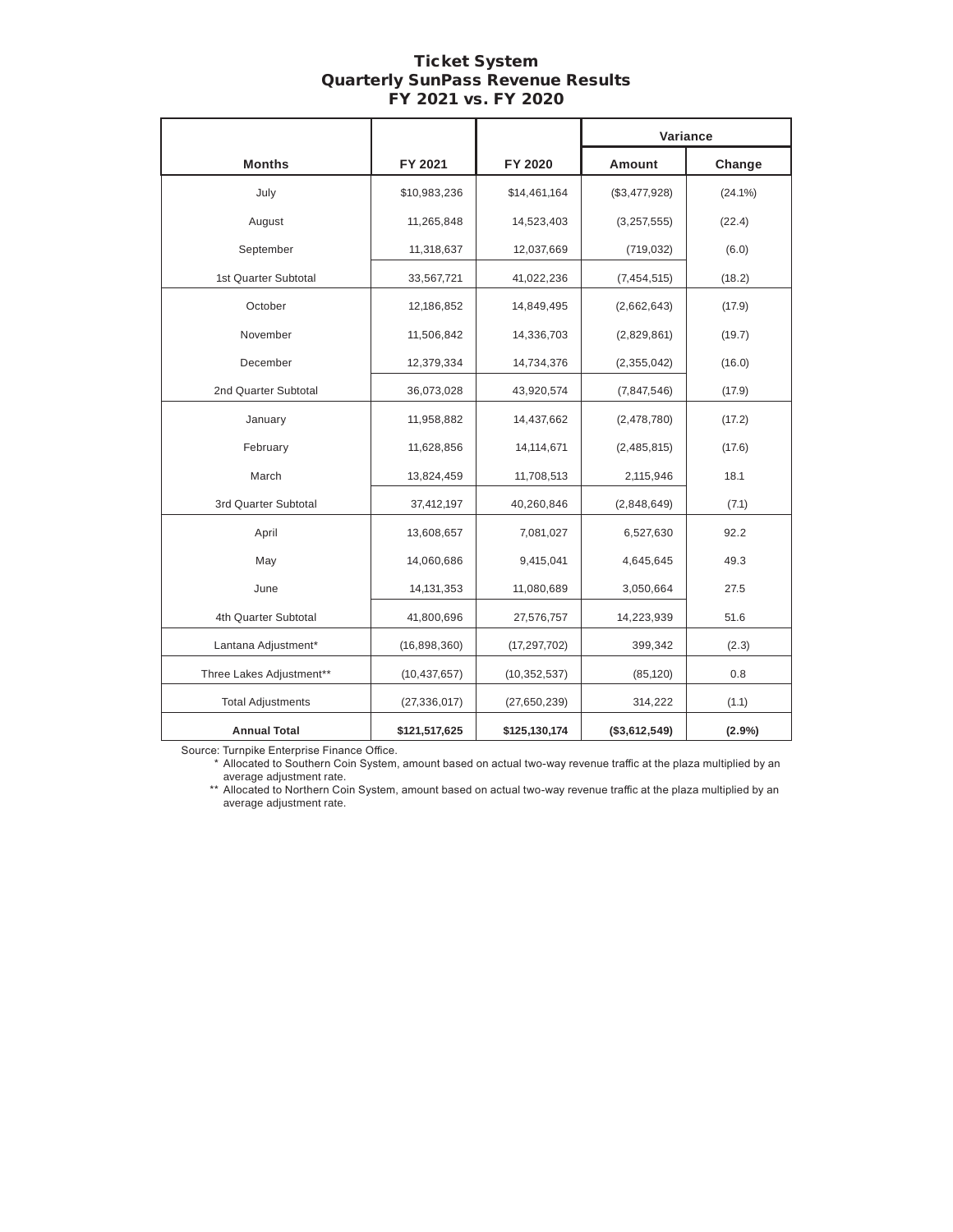# Ticket System
## Quarterly SunPass Revenue Results
## FY 2021 vs. FY 2020

| Months | FY 2021 | FY 2020 | Variance Amount | Variance Change |
|---|---|---|---|---|
| July | $10,983,236 | $14,461,164 | ($3,477,928) | (24.1%) |
| August | 11,265,848 | 14,523,403 | (3,257,555) | (22.4) |
| September | 11,318,637 | 12,037,669 | (719,032) | (6.0) |
| 1st Quarter Subtotal | 33,567,721 | 41,022,236 | (7,454,515) | (18.2) |
| October | 12,186,852 | 14,849,495 | (2,662,643) | (17.9) |
| November | 11,506,842 | 14,336,703 | (2,829,861) | (19.7) |
| December | 12,379,334 | 14,734,376 | (2,355,042) | (16.0) |
| 2nd Quarter Subtotal | 36,073,028 | 43,920,574 | (7,847,546) | (17.9) |
| January | 11,958,882 | 14,437,662 | (2,478,780) | (17.2) |
| February | 11,628,856 | 14,114,671 | (2,485,815) | (17.6) |
| March | 13,824,459 | 11,708,513 | 2,115,946 | 18.1 |
| 3rd Quarter Subtotal | 37,412,197 | 40,260,846 | (2,848,649) | (7.1) |
| April | 13,608,657 | 7,081,027 | 6,527,630 | 92.2 |
| May | 14,060,686 | 9,415,041 | 4,645,645 | 49.3 |
| June | 14,131,353 | 11,080,689 | 3,050,664 | 27.5 |
| 4th Quarter Subtotal | 41,800,696 | 27,576,757 | 14,223,939 | 51.6 |
| Lantana Adjustment* | (16,898,360) | (17,297,702) | 399,342 | (2.3) |
| Three Lakes Adjustment** | (10,437,657) | (10,352,537) | (85,120) | 0.8 |
| Total Adjustments | (27,336,017) | (27,650,239) | 314,222 | (1.1) |
| **Annual Total** | **$121,517,625** | **$125,130,174** | **($3,612,549)** | **(2.9%)** |

Source: Turnpike Enterprise Finance Office.

\* Allocated to Southern Coin System, amount based on actual two-way revenue traffic at the plaza multiplied by an average adjustment rate.

\** Allocated to Northern Coin System, amount based on actual two-way revenue traffic at the plaza multiplied by an average adjustment rate.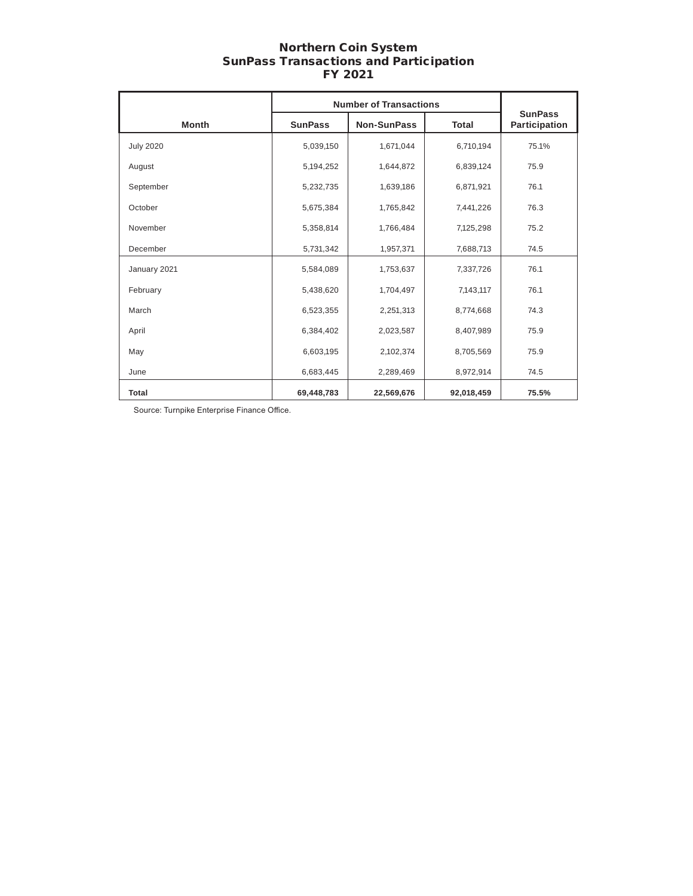# Northern Coin System
## SunPass Transactions and Participation
## FY 2021

| | Number of Transactions | | | |
|---|---|---|---|---|
| **Month** | **SunPass** | **Non-SunPass** | **Total** | **SunPass Participation** |
| July 2020 | 5,039,150 | 1,671,044 | 6,710,194 | 75.1% |
| August | 5,194,252 | 1,644,872 | 6,839,124 | 75.9 |
| September | 5,232,735 | 1,639,186 | 6,871,921 | 76.1 |
| October | 5,675,384 | 1,765,842 | 7,441,226 | 76.3 |
| November | 5,358,814 | 1,766,484 | 7,125,298 | 75.2 |
| December | 5,731,342 | 1,957,371 | 7,688,713 | 74.5 |
| January 2021 | 5,584,089 | 1,753,637 | 7,337,726 | 76.1 |
| February | 5,438,620 | 1,704,497 | 7,143,117 | 76.1 |
| March | 6,523,355 | 2,251,313 | 8,774,668 | 74.3 |
| April | 6,384,402 | 2,023,587 | 8,407,989 | 75.9 |
| May | 6,603,195 | 2,102,374 | 8,705,569 | 75.9 |
| June | 6,683,445 | 2,289,469 | 8,972,914 | 74.5 |
| **Total** | **69,448,783** | **22,569,676** | **92,018,459** | **75.5%** |

Source: Turnpike Enterprise Finance Office.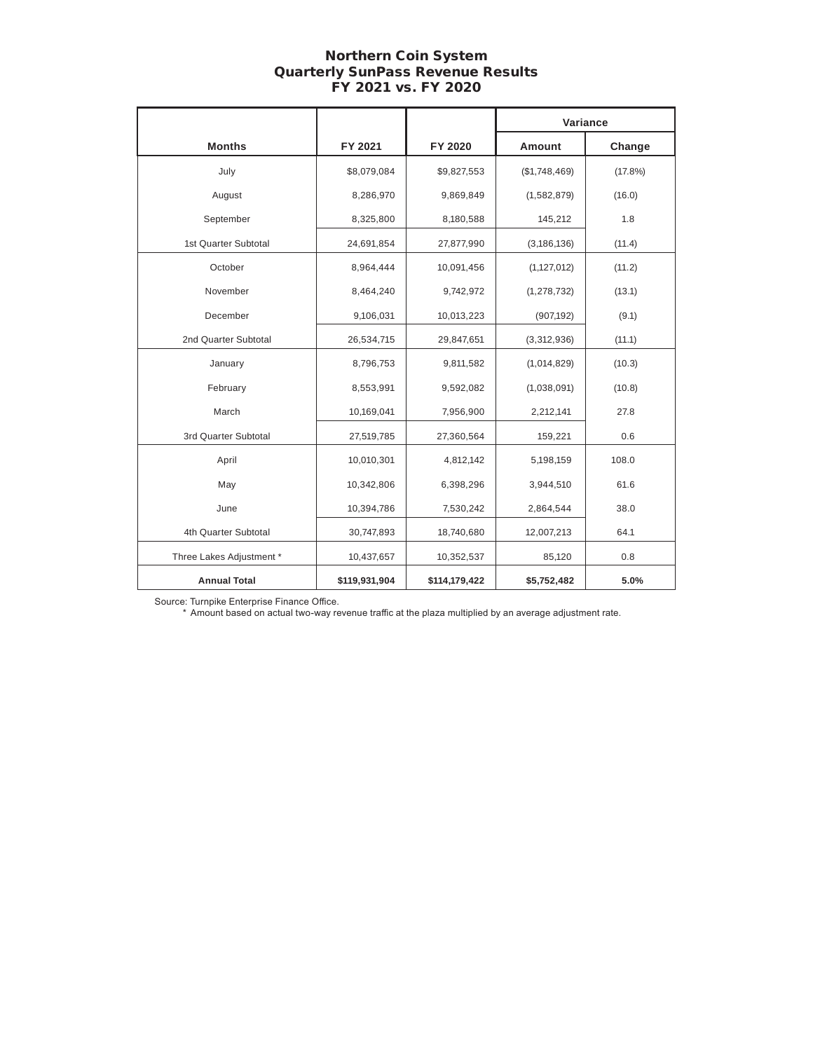# Northern Coin System
## Quarterly SunPass Revenue Results
## FY 2021 vs. FY 2020

| | | | Variance | |
|---|---|---|---|---|
| **Months** | **FY 2021** | **FY 2020** | **Amount** | **Change** |
| July | $8,079,084 | $9,827,553 | ($1,748,469) | (17.8%) |
| August | 8,286,970 | 9,869,849 | (1,582,879) | (16.0) |
| September | 8,325,800 | 8,180,588 | 145,212 | 1.8 |
| 1st Quarter Subtotal | 24,691,854 | 27,877,990 | (3,186,136) | (11.4) |
| October | 8,964,444 | 10,091,456 | (1,127,012) | (11.2) |
| November | 8,464,240 | 9,742,972 | (1,278,732) | (13.1) |
| December | 9,106,031 | 10,013,223 | (907,192) | (9.1) |
| 2nd Quarter Subtotal | 26,534,715 | 29,847,651 | (3,312,936) | (11.1) |
| January | 8,796,753 | 9,811,582 | (1,014,829) | (10.3) |
| February | 8,553,991 | 9,592,082 | (1,038,091) | (10.8) |
| March | 10,169,041 | 7,956,900 | 2,212,141 | 27.8 |
| 3rd Quarter Subtotal | 27,519,785 | 27,360,564 | 159,221 | 0.6 |
| April | 10,010,301 | 4,812,142 | 5,198,159 | 108.0 |
| May | 10,342,806 | 6,398,296 | 3,944,510 | 61.6 |
| June | 10,394,786 | 7,530,242 | 2,864,544 | 38.0 |
| 4th Quarter Subtotal | 30,747,893 | 18,740,680 | 12,007,213 | 64.1 |
| Three Lakes Adjustment * | 10,437,657 | 10,352,537 | 85,120 | 0.8 |
| **Annual Total** | **$119,931,904** | **$114,179,422** | **$5,752,482** | **5.0%** |

Source: Turnpike Enterprise Finance Office.

\* Amount based on actual two-way revenue traffic at the plaza multiplied by an average adjustment rate.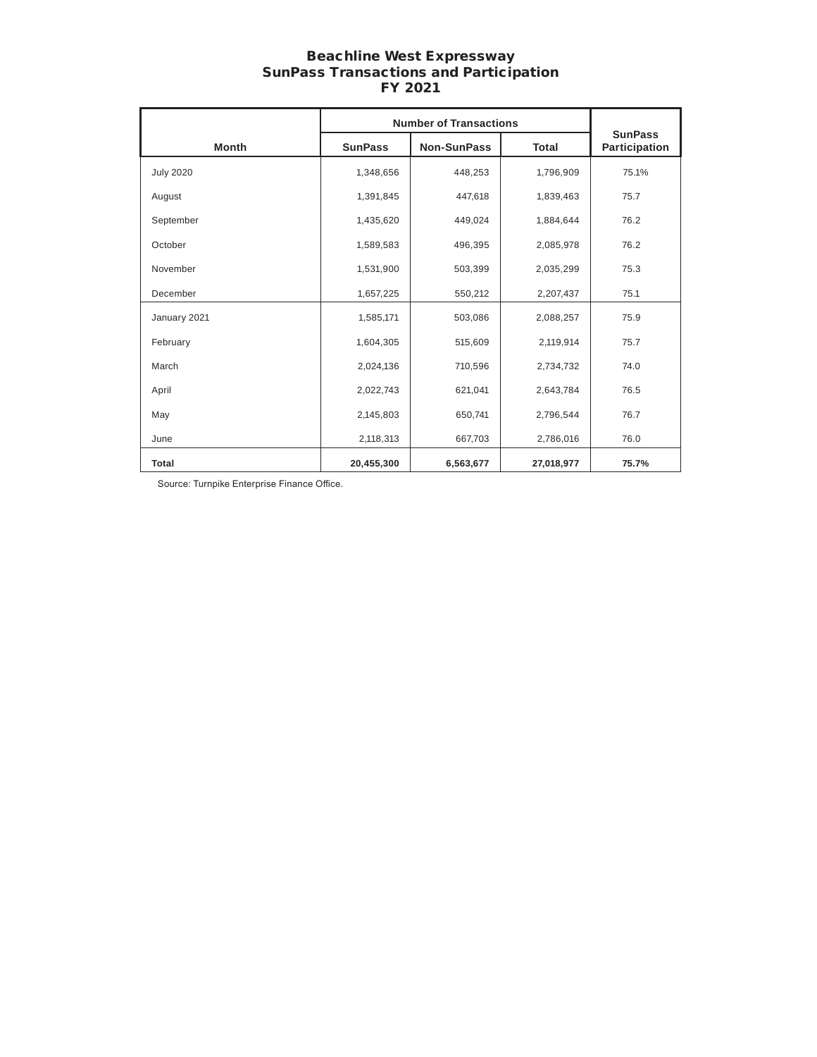# Beachline West Expressway
## SunPass Transactions and Participation
## FY 2021

| Month | Number of Transactions | | | SunPass Participation |
|---|---|---|---|---|
| | SunPass | Non-SunPass | Total | |
| July 2020 | 1,348,656 | 448,253 | 1,796,909 | 75.1% |
| August | 1,391,845 | 447,618 | 1,839,463 | 75.7 |
| September | 1,435,620 | 449,024 | 1,884,644 | 76.2 |
| October | 1,589,583 | 496,395 | 2,085,978 | 76.2 |
| November | 1,531,900 | 503,399 | 2,035,299 | 75.3 |
| December | 1,657,225 | 550,212 | 2,207,437 | 75.1 |
| January 2021 | 1,585,171 | 503,086 | 2,088,257 | 75.9 |
| February | 1,604,305 | 515,609 | 2,119,914 | 75.7 |
| March | 2,024,136 | 710,596 | 2,734,732 | 74.0 |
| April | 2,022,743 | 621,041 | 2,643,784 | 76.5 |
| May | 2,145,803 | 650,741 | 2,796,544 | 76.7 |
| June | 2,118,313 | 667,703 | 2,786,016 | 76.0 |
| **Total** | **20,455,300** | **6,563,677** | **27,018,977** | **75.7%** |

Source: Turnpike Enterprise Finance Office.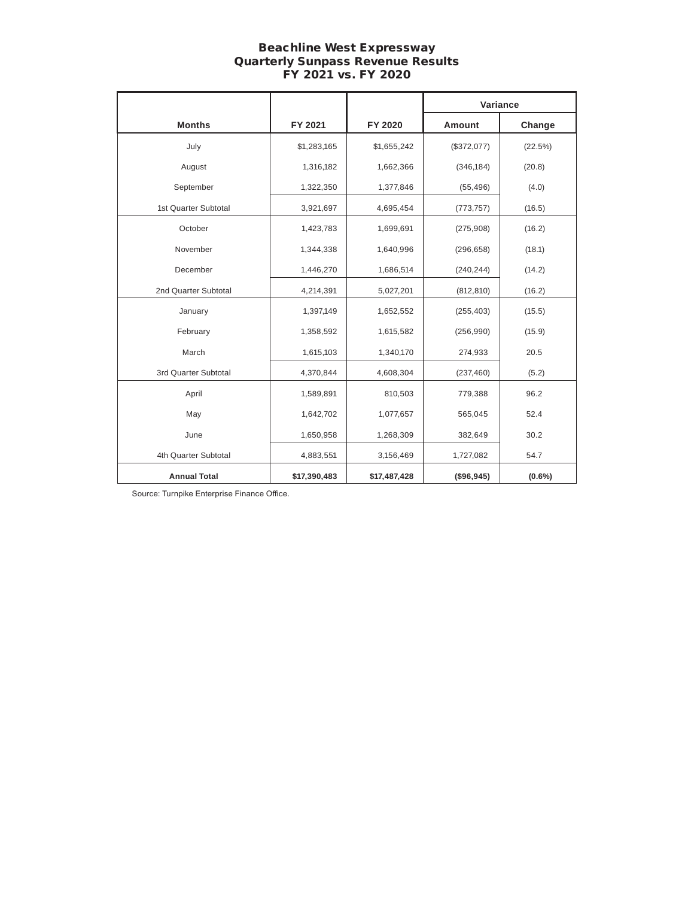# Beachline West Expressway
## Quarterly Sunpass Revenue Results
## FY 2021 vs. FY 2020

| | | | Variance | |
|---|---|---|---|---|
| **Months** | **FY 2021** | **FY 2020** | **Amount** | **Change** |
| July | $1,283,165 | $1,655,242 | ($372,077) | (22.5%) |
| August | 1,316,182 | 1,662,366 | (346,184) | (20.8) |
| September | 1,322,350 | 1,377,846 | (55,496) | (4.0) |
| 1st Quarter Subtotal | 3,921,697 | 4,695,454 | (773,757) | (16.5) |
| October | 1,423,783 | 1,699,691 | (275,908) | (16.2) |
| November | 1,344,338 | 1,640,996 | (296,658) | (18.1) |
| December | 1,446,270 | 1,686,514 | (240,244) | (14.2) |
| 2nd Quarter Subtotal | 4,214,391 | 5,027,201 | (812,810) | (16.2) |
| January | 1,397,149 | 1,652,552 | (255,403) | (15.5) |
| February | 1,358,592 | 1,615,582 | (256,990) | (15.9) |
| March | 1,615,103 | 1,340,170 | 274,933 | 20.5 |
| 3rd Quarter Subtotal | 4,370,844 | 4,608,304 | (237,460) | (5.2) |
| April | 1,589,891 | 810,503 | 779,388 | 96.2 |
| May | 1,642,702 | 1,077,657 | 565,045 | 52.4 |
| June | 1,650,958 | 1,268,309 | 382,649 | 30.2 |
| 4th Quarter Subtotal | 4,883,551 | 3,156,469 | 1,727,082 | 54.7 |
| **Annual Total** | **$17,390,483** | **$17,487,428** | **($96,945)** | **(0.6%)** |

Source: Turnpike Enterprise Finance Office.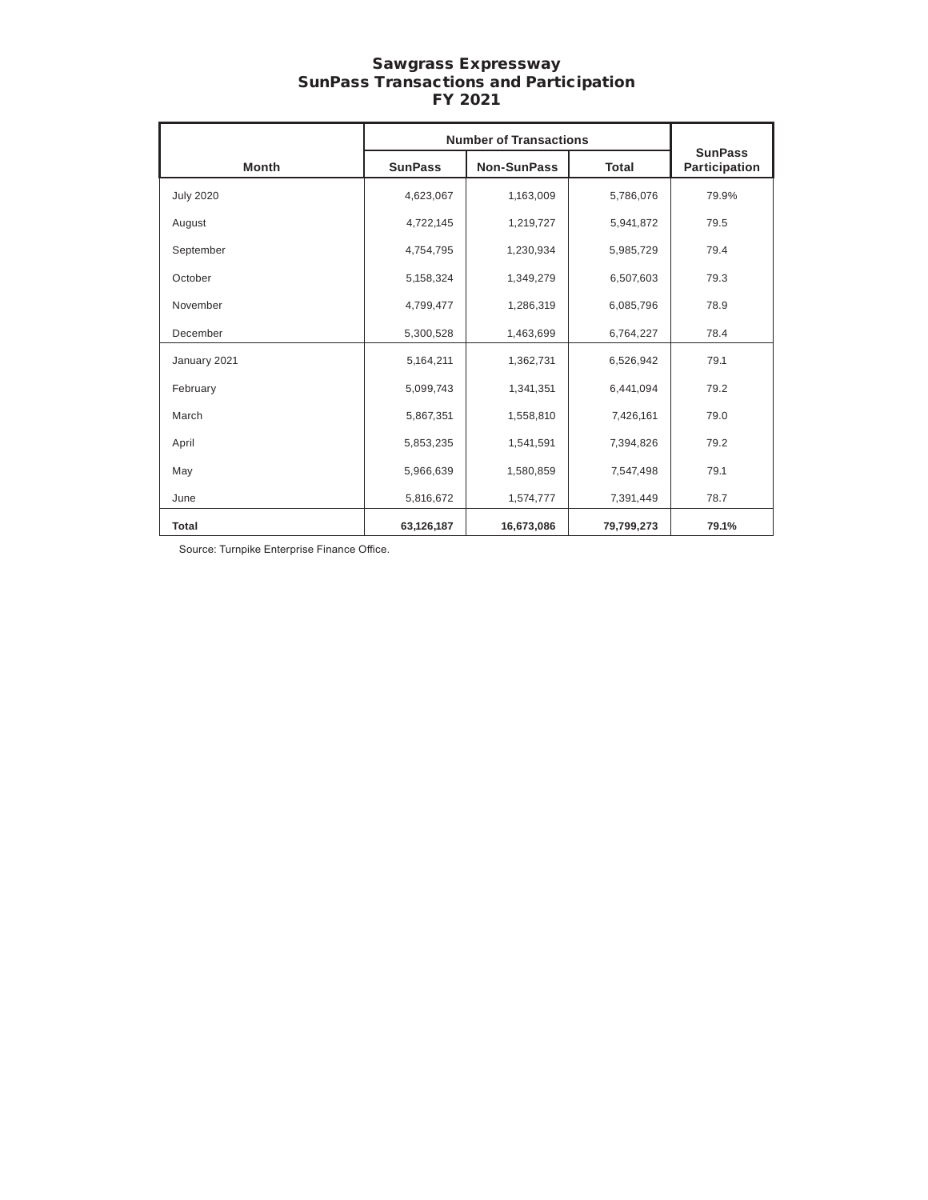# Sawgrass Expressway
# SunPass Transactions and Participation
# FY 2021

| Month | Number of Transactions | | | SunPass Participation |
|---|---|---|---|---|
| | SunPass | Non-SunPass | Total | |
| July 2020 | 4,623,067 | 1,163,009 | 5,786,076 | 79.9% |
| August | 4,722,145 | 1,219,727 | 5,941,872 | 79.5 |
| September | 4,754,795 | 1,230,934 | 5,985,729 | 79.4 |
| October | 5,158,324 | 1,349,279 | 6,507,603 | 79.3 |
| November | 4,799,477 | 1,286,319 | 6,085,796 | 78.9 |
| December | 5,300,528 | 1,463,699 | 6,764,227 | 78.4 |
| January 2021 | 5,164,211 | 1,362,731 | 6,526,942 | 79.1 |
| February | 5,099,743 | 1,341,351 | 6,441,094 | 79.2 |
| March | 5,867,351 | 1,558,810 | 7,426,161 | 79.0 |
| April | 5,853,235 | 1,541,591 | 7,394,826 | 79.2 |
| May | 5,966,639 | 1,580,859 | 7,547,498 | 79.1 |
| June | 5,816,672 | 1,574,777 | 7,391,449 | 78.7 |
| **Total** | **63,126,187** | **16,673,086** | **79,799,273** | **79.1%** |

Source: Turnpike Enterprise Finance Office.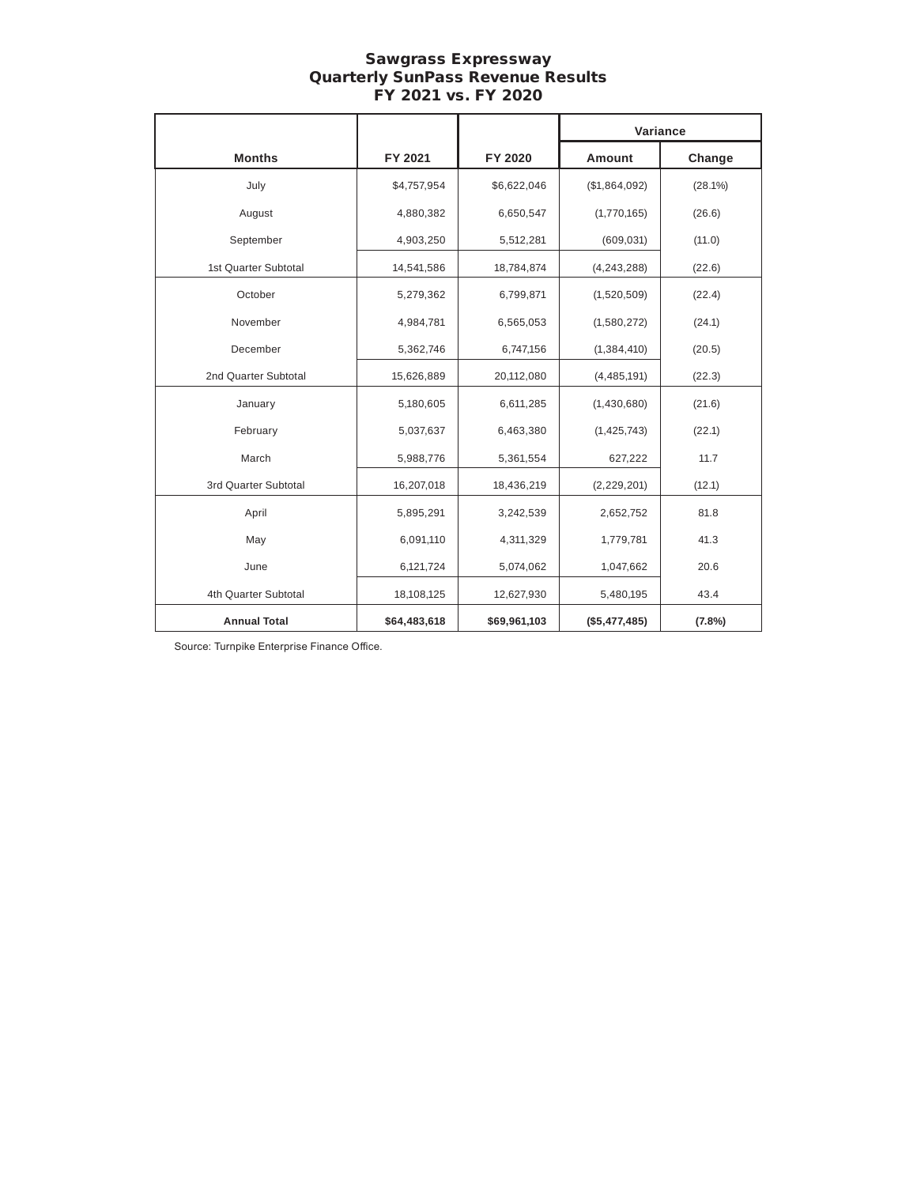# Sawgrass Expressway
## Quarterly SunPass Revenue Results
## FY 2021 vs. FY 2020

| | | | Variance | |
|---|---|---|---|---|
| **Months** | **FY 2021** | **FY 2020** | **Amount** | **Change** |
| July | $4,757,954 | $6,622,046 | ($1,864,092) | (28.1%) |
| August | 4,880,382 | 6,650,547 | (1,770,165) | (26.6) |
| September | 4,903,250 | 5,512,281 | (609,031) | (11.0) |
| 1st Quarter Subtotal | 14,541,586 | 18,784,874 | (4,243,288) | (22.6) |
| October | 5,279,362 | 6,799,871 | (1,520,509) | (22.4) |
| November | 4,984,781 | 6,565,053 | (1,580,272) | (24.1) |
| December | 5,362,746 | 6,747,156 | (1,384,410) | (20.5) |
| 2nd Quarter Subtotal | 15,626,889 | 20,112,080 | (4,485,191) | (22.3) |
| January | 5,180,605 | 6,611,285 | (1,430,680) | (21.6) |
| February | 5,037,637 | 6,463,380 | (1,425,743) | (22.1) |
| March | 5,988,776 | 5,361,554 | 627,222 | 11.7 |
| 3rd Quarter Subtotal | 16,207,018 | 18,436,219 | (2,229,201) | (12.1) |
| April | 5,895,291 | 3,242,539 | 2,652,752 | 81.8 |
| May | 6,091,110 | 4,311,329 | 1,779,781 | 41.3 |
| June | 6,121,724 | 5,074,062 | 1,047,662 | 20.6 |
| 4th Quarter Subtotal | 18,108,125 | 12,627,930 | 5,480,195 | 43.4 |
| **Annual Total** | **$64,483,618** | **$69,961,103** | **($5,477,485)** | **(7.8%)** |

Source: Turnpike Enterprise Finance Office.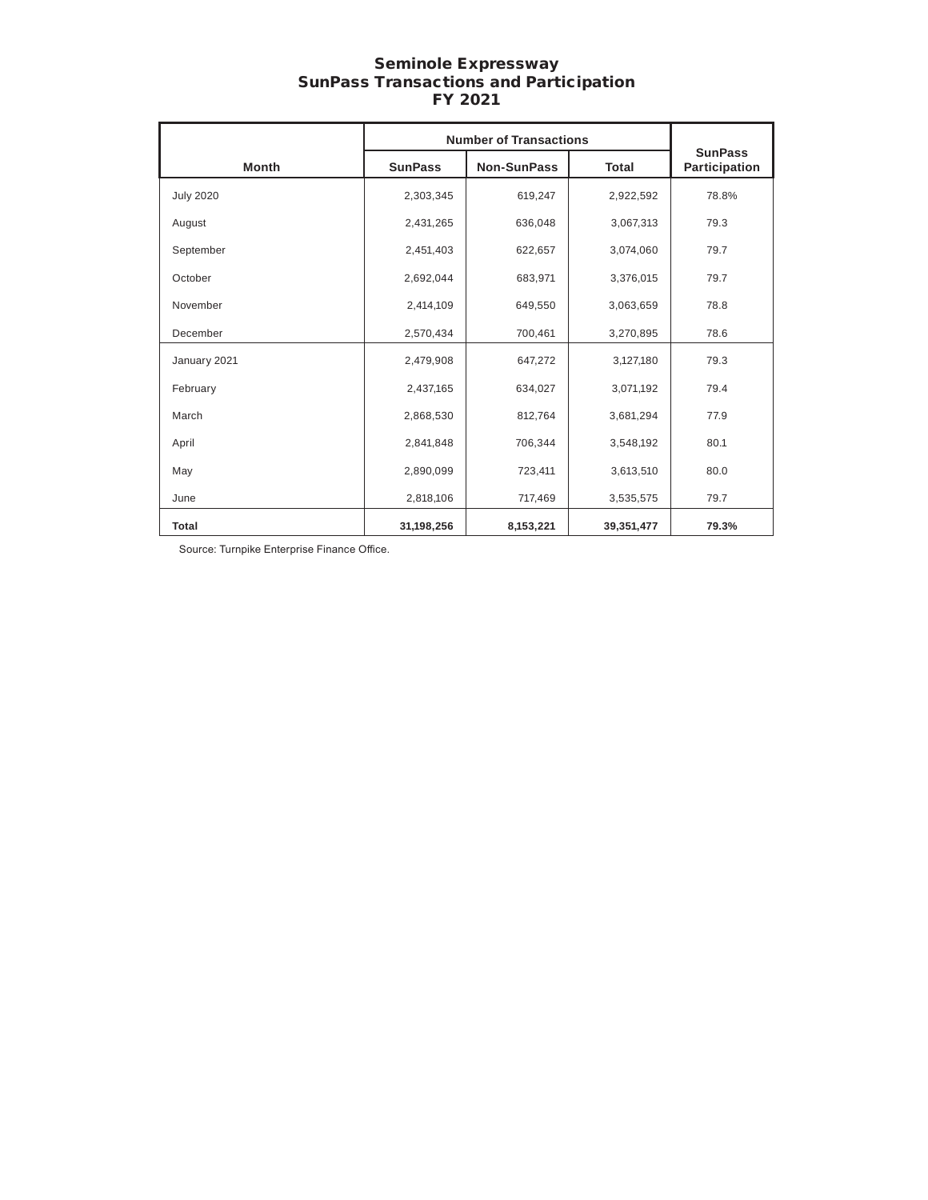# Seminole Expressway
## SunPass Transactions and Participation
## FY 2021

| Month | Number of Transactions | | | SunPass Participation |
|---|---|---|---|---|
| | SunPass | Non-SunPass | Total | |
| July 2020 | 2,303,345 | 619,247 | 2,922,592 | 78.8% |
| August | 2,431,265 | 636,048 | 3,067,313 | 79.3 |
| September | 2,451,403 | 622,657 | 3,074,060 | 79.7 |
| October | 2,692,044 | 683,971 | 3,376,015 | 79.7 |
| November | 2,414,109 | 649,550 | 3,063,659 | 78.8 |
| December | 2,570,434 | 700,461 | 3,270,895 | 78.6 |
| January 2021 | 2,479,908 | 647,272 | 3,127,180 | 79.3 |
| February | 2,437,165 | 634,027 | 3,071,192 | 79.4 |
| March | 2,868,530 | 812,764 | 3,681,294 | 77.9 |
| April | 2,841,848 | 706,344 | 3,548,192 | 80.1 |
| May | 2,890,099 | 723,411 | 3,613,510 | 80.0 |
| June | 2,818,106 | 717,469 | 3,535,575 | 79.7 |
| **Total** | **31,198,256** | **8,153,221** | **39,351,477** | **79.3%** |

Source: Turnpike Enterprise Finance Office.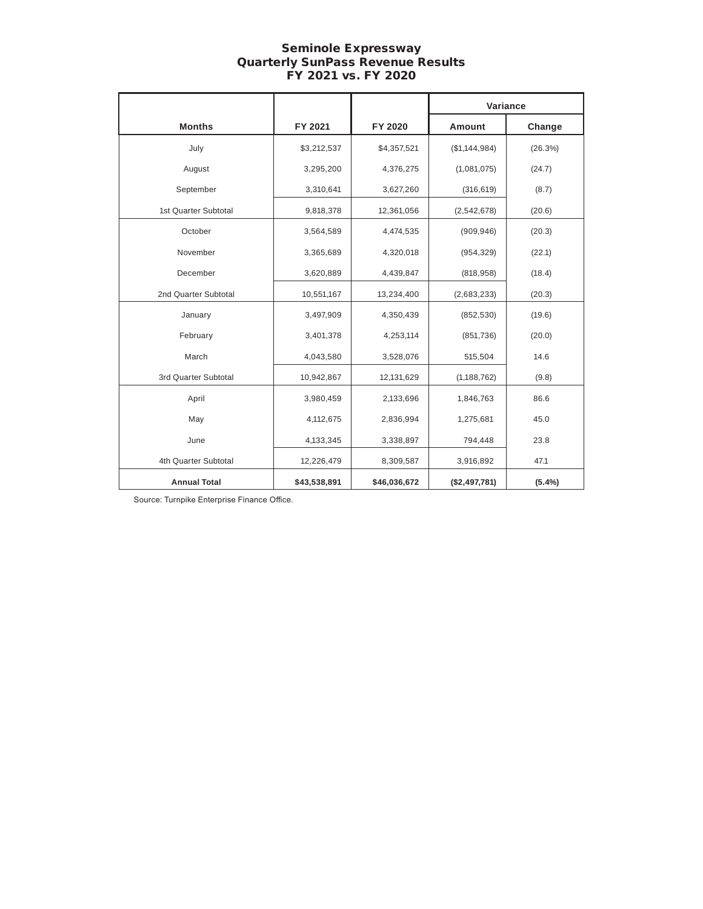# Seminole Expressway
## Quarterly SunPass Revenue Results
## FY 2021 vs. FY 2020

| | | | Variance | |
|---|---|---|---|---|
| **Months** | **FY 2021** | **FY 2020** | **Amount** | **Change** |
| July | $3,212,537 | $4,357,521 | ($1,144,984) | (26.3%) |
| August | 3,295,200 | 4,376,275 | (1,081,075) | (24.7) |
| September | 3,310,641 | 3,627,260 | (316,619) | (8.7) |
| 1st Quarter Subtotal | 9,818,378 | 12,361,056 | (2,542,678) | (20.6) |
| October | 3,564,589 | 4,474,535 | (909,946) | (20.3) |
| November | 3,365,689 | 4,320,018 | (954,329) | (22.1) |
| December | 3,620,889 | 4,439,847 | (818,958) | (18.4) |
| 2nd Quarter Subtotal | 10,551,167 | 13,234,400 | (2,683,233) | (20.3) |
| January | 3,497,909 | 4,350,439 | (852,530) | (19.6) |
| February | 3,401,378 | 4,253,114 | (851,736) | (20.0) |
| March | 4,043,580 | 3,528,076 | 515,504 | 14.6 |
| 3rd Quarter Subtotal | 10,942,867 | 12,131,629 | (1,188,762) | (9.8) |
| April | 3,980,459 | 2,133,696 | 1,846,763 | 86.6 |
| May | 4,112,675 | 2,836,994 | 1,275,681 | 45.0 |
| June | 4,133,345 | 3,338,897 | 794,448 | 23.8 |
| 4th Quarter Subtotal | 12,226,479 | 8,309,587 | 3,916,892 | 47.1 |
| **Annual Total** | **$43,538,891** | **$46,036,672** | **($2,497,781)** | **(5.4%)** |

Source: Turnpike Enterprise Finance Office.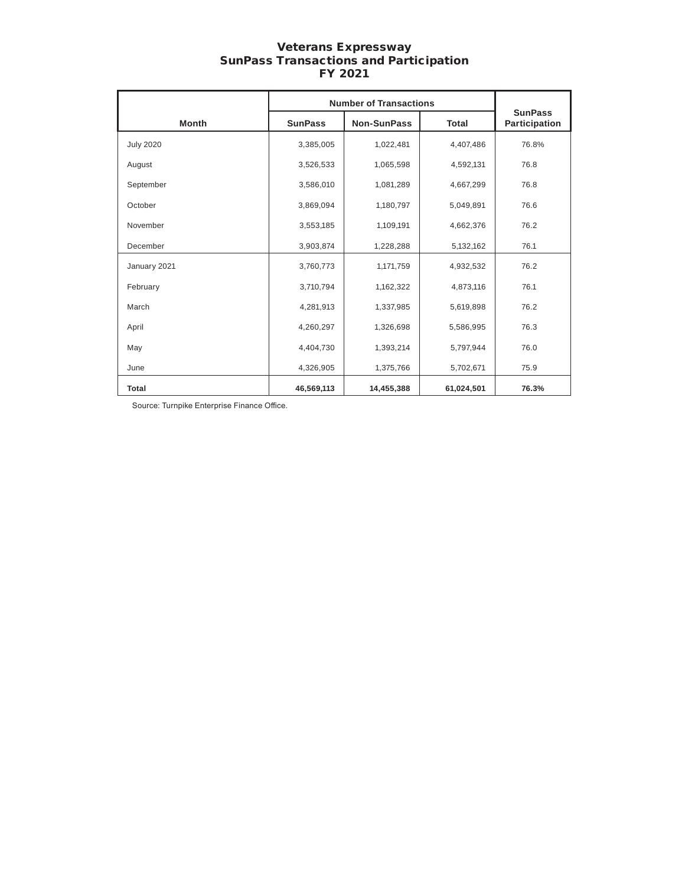# Veterans Expressway
## SunPass Transactions and Participation
## FY 2021

| Month | Number of Transactions | | | SunPass Participation |
|---|---|---|---|---|
| | SunPass | Non-SunPass | Total | |
| July 2020 | 3,385,005 | 1,022,481 | 4,407,486 | 76.8% |
| August | 3,526,533 | 1,065,598 | 4,592,131 | 76.8 |
| September | 3,586,010 | 1,081,289 | 4,667,299 | 76.8 |
| October | 3,869,094 | 1,180,797 | 5,049,891 | 76.6 |
| November | 3,553,185 | 1,109,191 | 4,662,376 | 76.2 |
| December | 3,903,874 | 1,228,288 | 5,132,162 | 76.1 |
| January 2021 | 3,760,773 | 1,171,759 | 4,932,532 | 76.2 |
| February | 3,710,794 | 1,162,322 | 4,873,116 | 76.1 |
| March | 4,281,913 | 1,337,985 | 5,619,898 | 76.2 |
| April | 4,260,297 | 1,326,698 | 5,586,995 | 76.3 |
| May | 4,404,730 | 1,393,214 | 5,797,944 | 76.0 |
| June | 4,326,905 | 1,375,766 | 5,702,671 | 75.9 |
| **Total** | **46,569,113** | **14,455,388** | **61,024,501** | **76.3%** |

Source: Turnpike Enterprise Finance Office.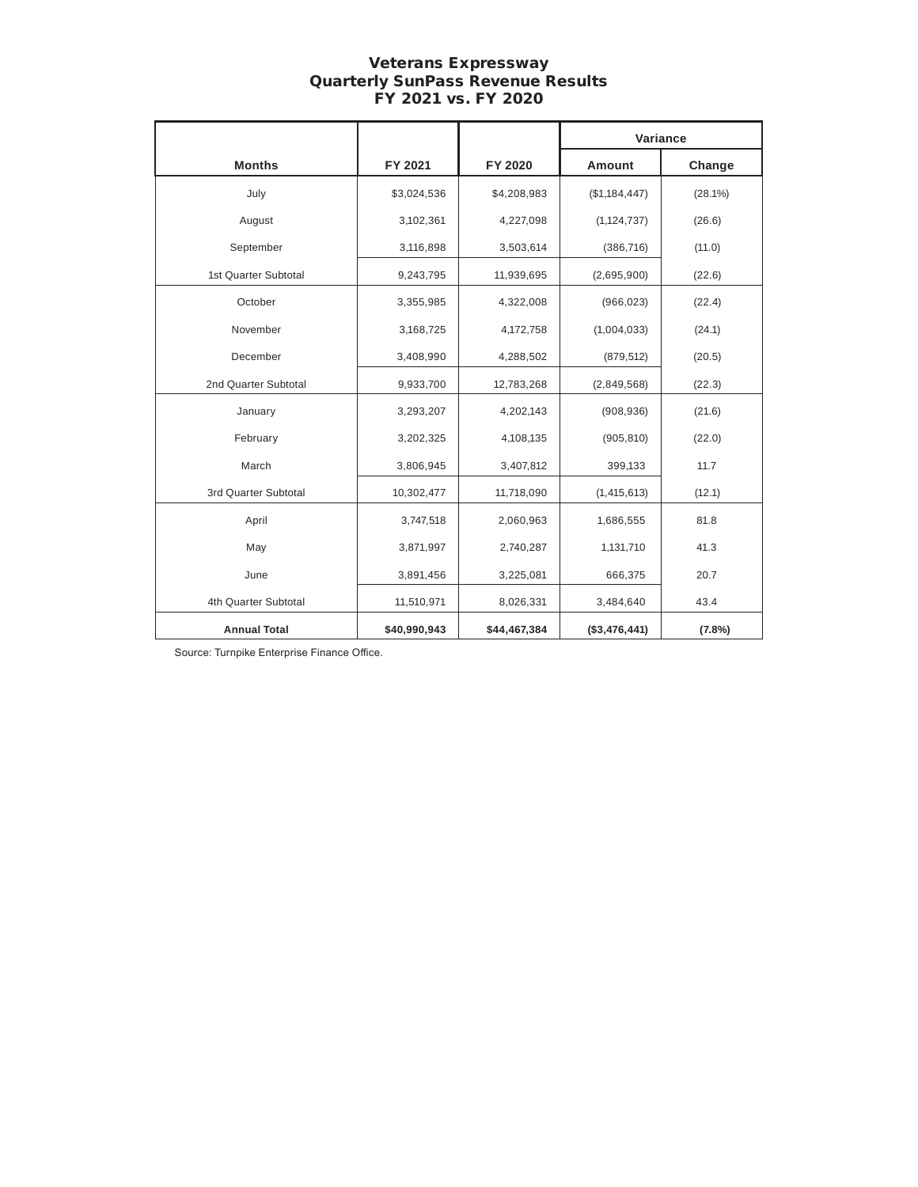# Veterans Expressway
## Quarterly SunPass Revenue Results
## FY 2021 vs. FY 2020

| | | | Variance | |
|---|---|---|---|---|
| **Months** | **FY 2021** | **FY 2020** | **Amount** | **Change** |
| July | $3,024,536 | $4,208,983 | ($1,184,447) | (28.1%) |
| August | 3,102,361 | 4,227,098 | (1,124,737) | (26.6) |
| September | 3,116,898 | 3,503,614 | (386,716) | (11.0) |
| 1st Quarter Subtotal | 9,243,795 | 11,939,695 | (2,695,900) | (22.6) |
| October | 3,355,985 | 4,322,008 | (966,023) | (22.4) |
| November | 3,168,725 | 4,172,758 | (1,004,033) | (24.1) |
| December | 3,408,990 | 4,288,502 | (879,512) | (20.5) |
| 2nd Quarter Subtotal | 9,933,700 | 12,783,268 | (2,849,568) | (22.3) |
| January | 3,293,207 | 4,202,143 | (908,936) | (21.6) |
| February | 3,202,325 | 4,108,135 | (905,810) | (22.0) |
| March | 3,806,945 | 3,407,812 | 399,133 | 11.7 |
| 3rd Quarter Subtotal | 10,302,477 | 11,718,090 | (1,415,613) | (12.1) |
| April | 3,747,518 | 2,060,963 | 1,686,555 | 81.8 |
| May | 3,871,997 | 2,740,287 | 1,131,710 | 41.3 |
| June | 3,891,456 | 3,225,081 | 666,375 | 20.7 |
| 4th Quarter Subtotal | 11,510,971 | 8,026,331 | 3,484,640 | 43.4 |
| **Annual Total** | **$40,990,943** | **$44,467,384** | **($3,476,441)** | **(7.8%)** |

Source: Turnpike Enterprise Finance Office.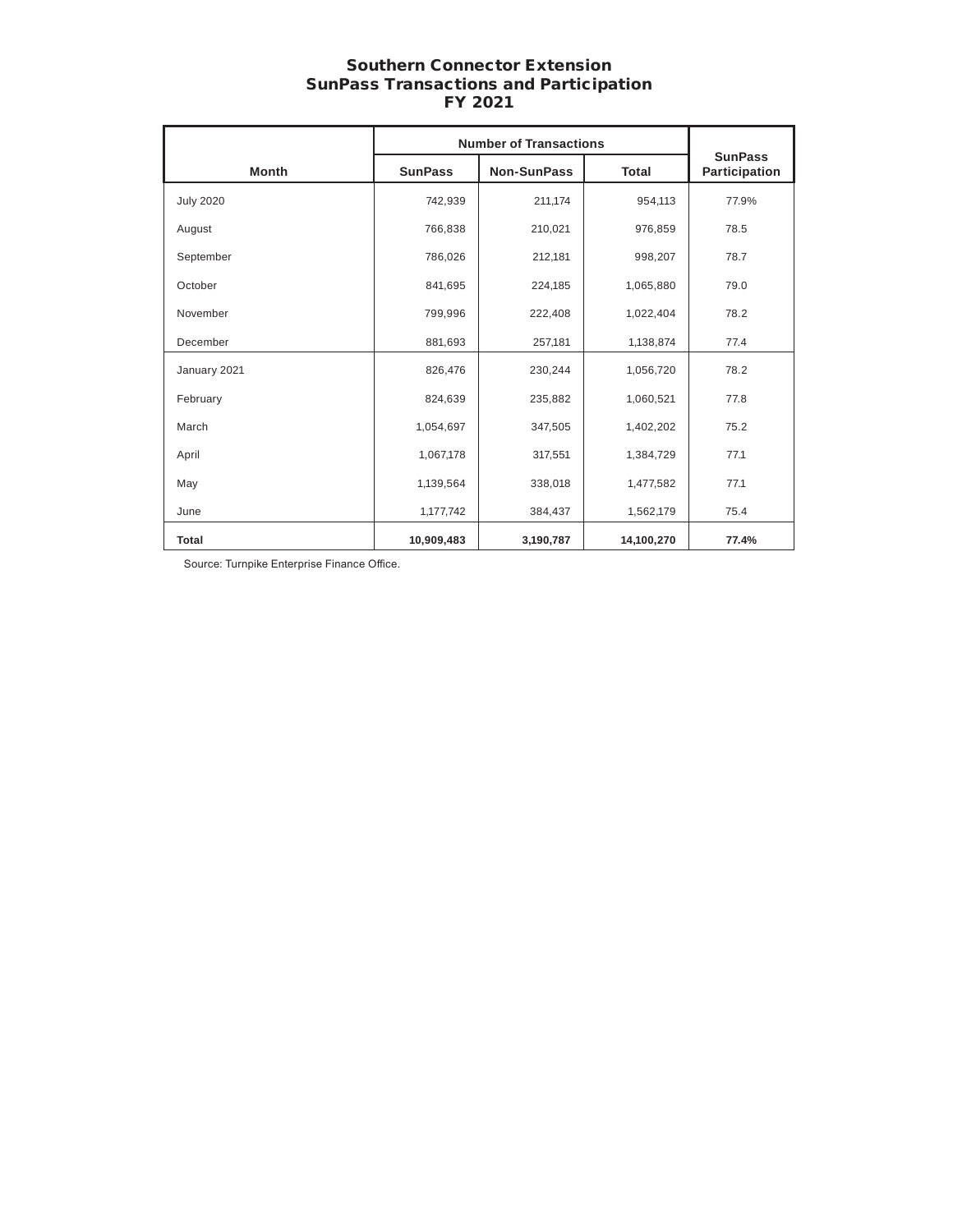# Southern Connector Extension
## SunPass Transactions and Participation
## FY 2021

| Month | Number of Transactions | | | SunPass Participation |
|---|---|---|---|---|
| | SunPass | Non-SunPass | Total | |
| July 2020 | 742,939 | 211,174 | 954,113 | 77.9% |
| August | 766,838 | 210,021 | 976,859 | 78.5 |
| September | 786,026 | 212,181 | 998,207 | 78.7 |
| October | 841,695 | 224,185 | 1,065,880 | 79.0 |
| November | 799,996 | 222,408 | 1,022,404 | 78.2 |
| December | 881,693 | 257,181 | 1,138,874 | 77.4 |
| January 2021 | 826,476 | 230,244 | 1,056,720 | 78.2 |
| February | 824,639 | 235,882 | 1,060,521 | 77.8 |
| March | 1,054,697 | 347,505 | 1,402,202 | 75.2 |
| April | 1,067,178 | 317,551 | 1,384,729 | 77.1 |
| May | 1,139,564 | 338,018 | 1,477,582 | 77.1 |
| June | 1,177,742 | 384,437 | 1,562,179 | 75.4 |
| **Total** | **10,909,483** | **3,190,787** | **14,100,270** | **77.4%** |

Source: Turnpike Enterprise Finance Office.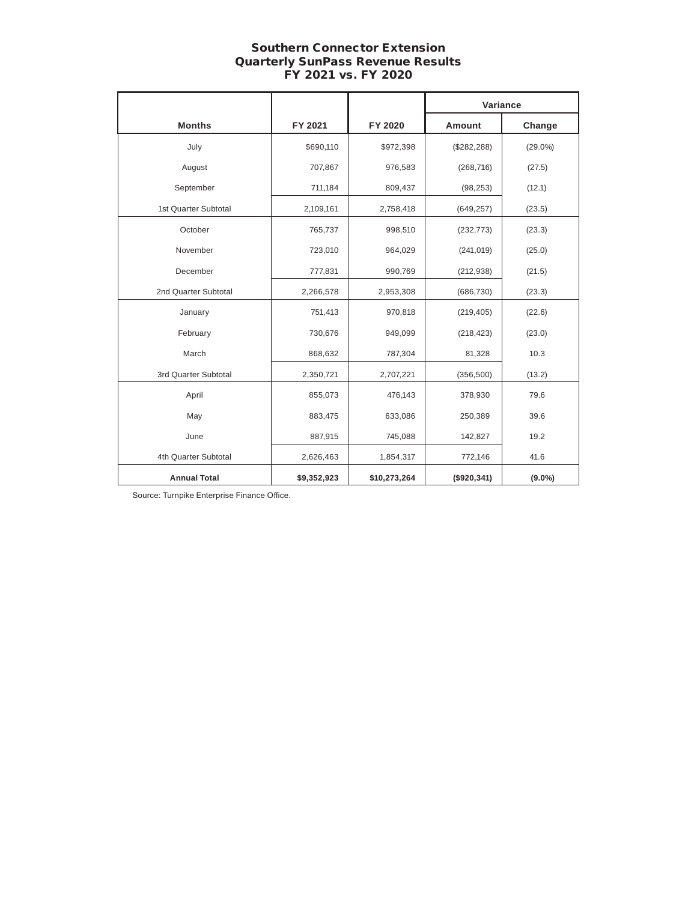## Southern Connector Extension
## Quarterly SunPass Revenue Results
## FY 2021 vs. FY 2020

| | | | Variance | |
|---|---|---|---|---|
| **Months** | **FY 2021** | **FY 2020** | **Amount** | **Change** |
| July | $690,110 | $972,398 | ($282,288) | (29.0%) |
| August | 707,867 | 976,583 | (268,716) | (27.5) |
| September | 711,184 | 809,437 | (98,253) | (12.1) |
| 1st Quarter Subtotal | 2,109,161 | 2,758,418 | (649,257) | (23.5) |
| October | 765,737 | 998,510 | (232,773) | (23.3) |
| November | 723,010 | 964,029 | (241,019) | (25.0) |
| December | 777,831 | 990,769 | (212,938) | (21.5) |
| 2nd Quarter Subtotal | 2,266,578 | 2,953,308 | (686,730) | (23.3) |
| January | 751,413 | 970,818 | (219,405) | (22.6) |
| February | 730,676 | 949,099 | (218,423) | (23.0) |
| March | 868,632 | 787,304 | 81,328 | 10.3 |
| 3rd Quarter Subtotal | 2,350,721 | 2,707,221 | (356,500) | (13.2) |
| April | 855,073 | 476,143 | 378,930 | 79.6 |
| May | 883,475 | 633,086 | 250,389 | 39.6 |
| June | 887,915 | 745,088 | 142,827 | 19.2 |
| 4th Quarter Subtotal | 2,626,463 | 1,854,317 | 772,146 | 41.6 |
| **Annual Total** | **$9,352,923** | **$10,273,264** | **($920,341)** | **(9.0%)** |

Source: Turnpike Enterprise Finance Office.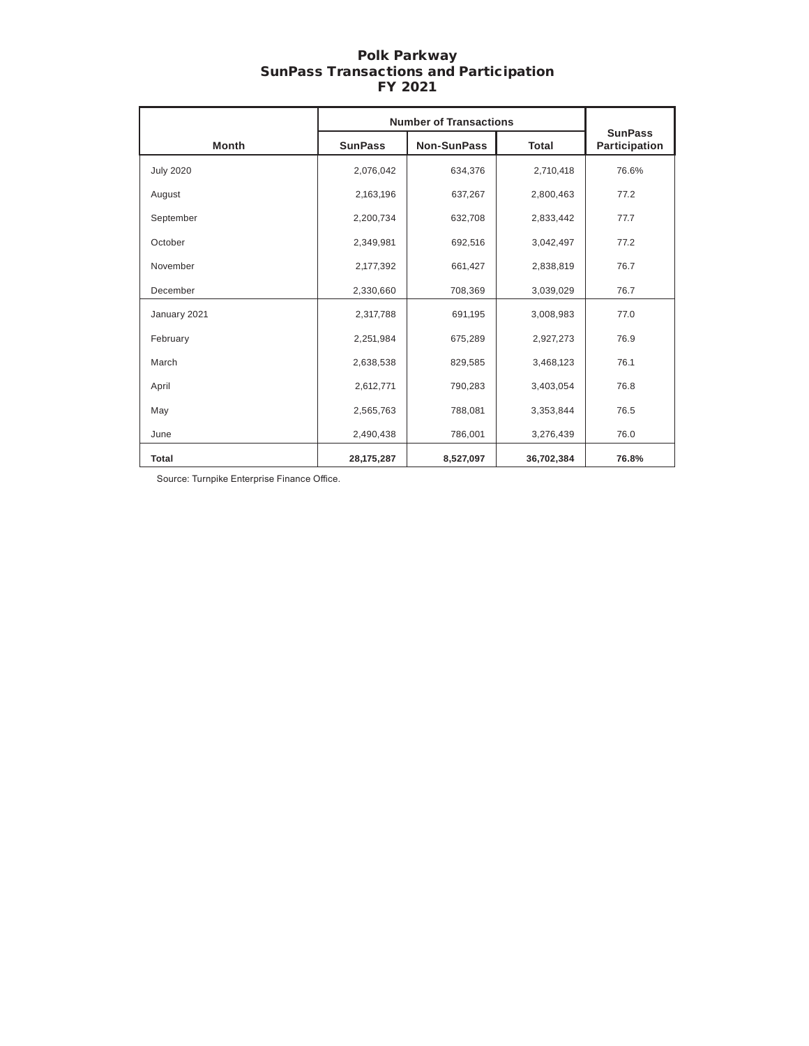# Polk Parkway
## SunPass Transactions and Participation
## FY 2021

| Month | Number of Transactions | | | SunPass Participation |
|---|---|---|---|---|
| | SunPass | Non-SunPass | Total | |
| July 2020 | 2,076,042 | 634,376 | 2,710,418 | 76.6% |
| August | 2,163,196 | 637,267 | 2,800,463 | 77.2 |
| September | 2,200,734 | 632,708 | 2,833,442 | 77.7 |
| October | 2,349,981 | 692,516 | 3,042,497 | 77.2 |
| November | 2,177,392 | 661,427 | 2,838,819 | 76.7 |
| December | 2,330,660 | 708,369 | 3,039,029 | 76.7 |
| January 2021 | 2,317,788 | 691,195 | 3,008,983 | 77.0 |
| February | 2,251,984 | 675,289 | 2,927,273 | 76.9 |
| March | 2,638,538 | 829,585 | 3,468,123 | 76.1 |
| April | 2,612,771 | 790,283 | 3,403,054 | 76.8 |
| May | 2,565,763 | 788,081 | 3,353,844 | 76.5 |
| June | 2,490,438 | 786,001 | 3,276,439 | 76.0 |
| **Total** | **28,175,287** | **8,527,097** | **36,702,384** | **76.8%** |

Source: Turnpike Enterprise Finance Office.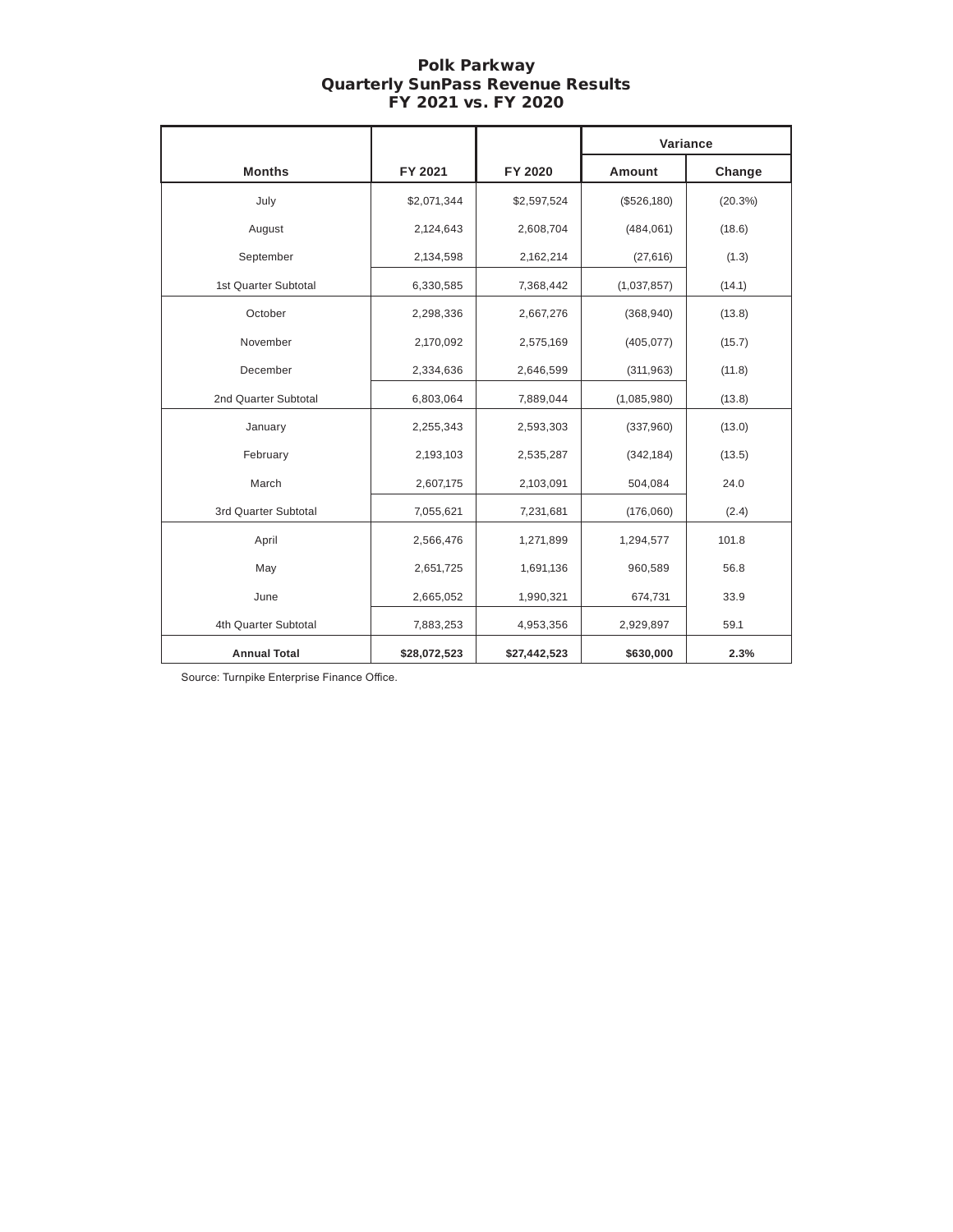# Polk Parkway
## Quarterly SunPass Revenue Results
## FY 2021 vs. FY 2020

| | | | Variance | |
|---|---|---|---|---|
| **Months** | **FY 2021** | **FY 2020** | **Amount** | **Change** |
| July | $2,071,344 | $2,597,524 | ($526,180) | (20.3%) |
| August | 2,124,643 | 2,608,704 | (484,061) | (18.6) |
| September | 2,134,598 | 2,162,214 | (27,616) | (1.3) |
| 1st Quarter Subtotal | 6,330,585 | 7,368,442 | (1,037,857) | (14.1) |
| October | 2,298,336 | 2,667,276 | (368,940) | (13.8) |
| November | 2,170,092 | 2,575,169 | (405,077) | (15.7) |
| December | 2,334,636 | 2,646,599 | (311,963) | (11.8) |
| 2nd Quarter Subtotal | 6,803,064 | 7,889,044 | (1,085,980) | (13.8) |
| January | 2,255,343 | 2,593,303 | (337,960) | (13.0) |
| February | 2,193,103 | 2,535,287 | (342,184) | (13.5) |
| March | 2,607,175 | 2,103,091 | 504,084 | 24.0 |
| 3rd Quarter Subtotal | 7,055,621 | 7,231,681 | (176,060) | (2.4) |
| April | 2,566,476 | 1,271,899 | 1,294,577 | 101.8 |
| May | 2,651,725 | 1,691,136 | 960,589 | 56.8 |
| June | 2,665,052 | 1,990,321 | 674,731 | 33.9 |
| 4th Quarter Subtotal | 7,883,253 | 4,953,356 | 2,929,897 | 59.1 |
| **Annual Total** | **$28,072,523** | **$27,442,523** | **$630,000** | **2.3%** |

Source: Turnpike Enterprise Finance Office.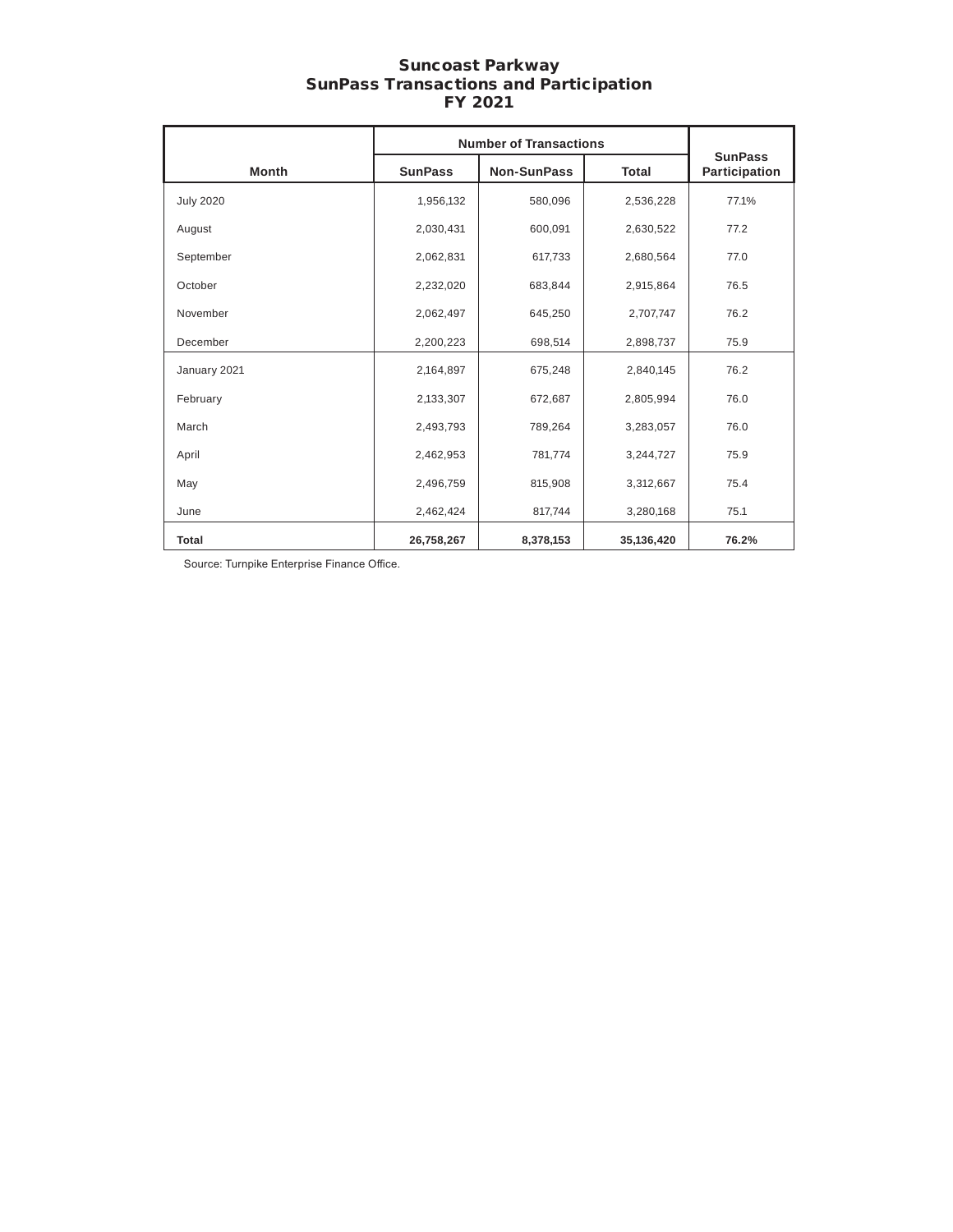# Suncoast Parkway
# SunPass Transactions and Participation
# FY 2021

| Month | Number of Transactions | | | SunPass Participation |
|---|---|---|---|---|
| | SunPass | Non-SunPass | Total | |
| July 2020 | 1,956,132 | 580,096 | 2,536,228 | 77.1% |
| August | 2,030,431 | 600,091 | 2,630,522 | 77.2 |
| September | 2,062,831 | 617,733 | 2,680,564 | 77.0 |
| October | 2,232,020 | 683,844 | 2,915,864 | 76.5 |
| November | 2,062,497 | 645,250 | 2,707,747 | 76.2 |
| December | 2,200,223 | 698,514 | 2,898,737 | 75.9 |
| January 2021 | 2,164,897 | 675,248 | 2,840,145 | 76.2 |
| February | 2,133,307 | 672,687 | 2,805,994 | 76.0 |
| March | 2,493,793 | 789,264 | 3,283,057 | 76.0 |
| April | 2,462,953 | 781,774 | 3,244,727 | 75.9 |
| May | 2,496,759 | 815,908 | 3,312,667 | 75.4 |
| June | 2,462,424 | 817,744 | 3,280,168 | 75.1 |
| **Total** | **26,758,267** | **8,378,153** | **35,136,420** | **76.2%** |

Source: Turnpike Enterprise Finance Office.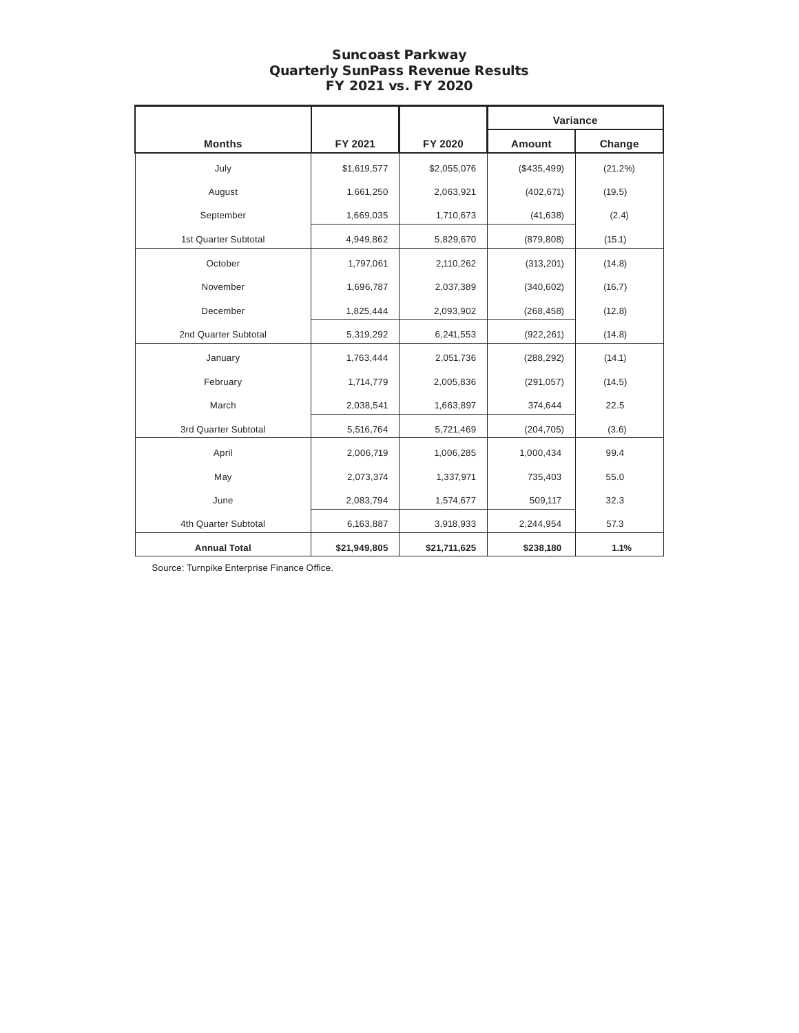# Suncoast Parkway
## Quarterly SunPass Revenue Results
## FY 2021 vs. FY 2020

| Months | FY 2021 | FY 2020 | Variance | |
|---|---|---|---|---|
| | | | Amount | Change |
| July | $1,619,577 | $2,055,076 | ($435,499) | (21.2%) |
| August | 1,661,250 | 2,063,921 | (402,671) | (19.5) |
| September | 1,669,035 | 1,710,673 | (41,638) | (2.4) |
| 1st Quarter Subtotal | 4,949,862 | 5,829,670 | (879,808) | (15.1) |
| October | 1,797,061 | 2,110,262 | (313,201) | (14.8) |
| November | 1,696,787 | 2,037,389 | (340,602) | (16.7) |
| December | 1,825,444 | 2,093,902 | (268,458) | (12.8) |
| 2nd Quarter Subtotal | 5,319,292 | 6,241,553 | (922,261) | (14.8) |
| January | 1,763,444 | 2,051,736 | (288,292) | (14.1) |
| February | 1,714,779 | 2,005,836 | (291,057) | (14.5) |
| March | 2,038,541 | 1,663,897 | 374,644 | 22.5 |
| 3rd Quarter Subtotal | 5,516,764 | 5,721,469 | (204,705) | (3.6) |
| April | 2,006,719 | 1,006,285 | 1,000,434 | 99.4 |
| May | 2,073,374 | 1,337,971 | 735,403 | 55.0 |
| June | 2,083,794 | 1,574,677 | 509,117 | 32.3 |
| 4th Quarter Subtotal | 6,163,887 | 3,918,933 | 2,244,954 | 57.3 |
| **Annual Total** | **$21,949,805** | **$21,711,625** | **$238,180** | **1.1%** |

Source: Turnpike Enterprise Finance Office.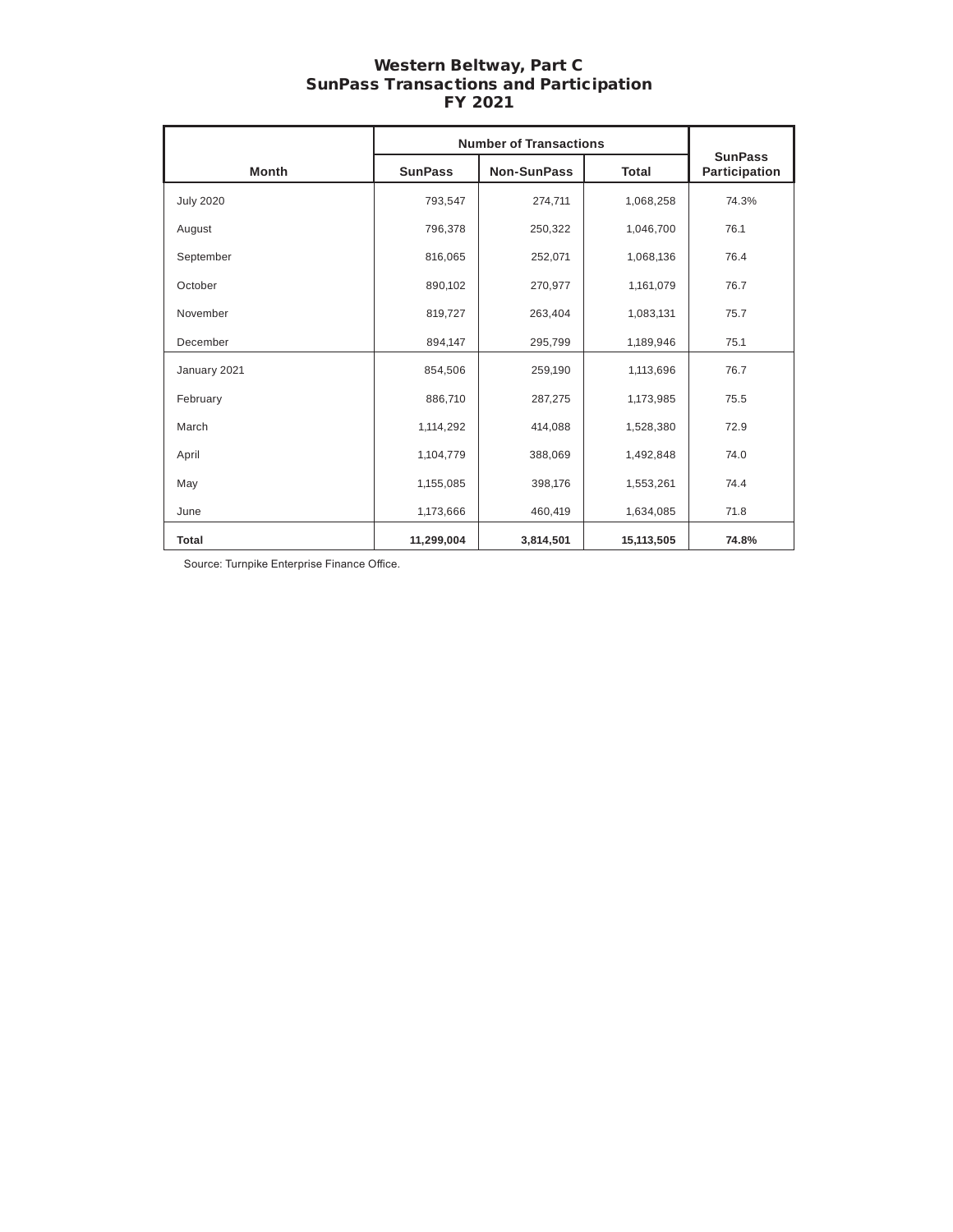# Western Beltway, Part C
## SunPass Transactions and Participation
## FY 2021

| Month | Number of Transactions | | | SunPass Participation |
|---|---|---|---|---|
| | SunPass | Non-SunPass | Total | |
| July 2020 | 793,547 | 274,711 | 1,068,258 | 74.3% |
| August | 796,378 | 250,322 | 1,046,700 | 76.1 |
| September | 816,065 | 252,071 | 1,068,136 | 76.4 |
| October | 890,102 | 270,977 | 1,161,079 | 76.7 |
| November | 819,727 | 263,404 | 1,083,131 | 75.7 |
| December | 894,147 | 295,799 | 1,189,946 | 75.1 |
| January 2021 | 854,506 | 259,190 | 1,113,696 | 76.7 |
| February | 886,710 | 287,275 | 1,173,985 | 75.5 |
| March | 1,114,292 | 414,088 | 1,528,380 | 72.9 |
| April | 1,104,779 | 388,069 | 1,492,848 | 74.0 |
| May | 1,155,085 | 398,176 | 1,553,261 | 74.4 |
| June | 1,173,666 | 460,419 | 1,634,085 | 71.8 |
| **Total** | **11,299,004** | **3,814,501** | **15,113,505** | **74.8%** |

Source: Turnpike Enterprise Finance Office.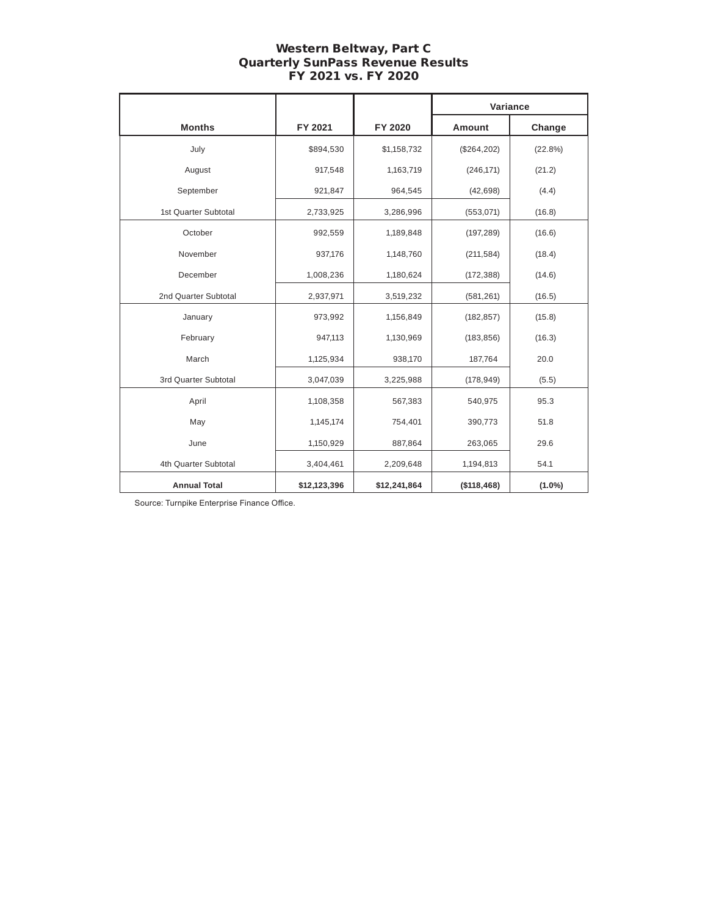# Western Beltway, Part C
## Quarterly SunPass Revenue Results
## FY 2021 vs. FY 2020

| Months | FY 2021 | FY 2020 | Variance | |
|---|---|---|---|---|
| | | | Amount | Change |
| July | $894,530 | $1,158,732 | ($264,202) | (22.8%) |
| August | 917,548 | 1,163,719 | (246,171) | (21.2) |
| September | 921,847 | 964,545 | (42,698) | (4.4) |
| 1st Quarter Subtotal | 2,733,925 | 3,286,996 | (553,071) | (16.8) |
| October | 992,559 | 1,189,848 | (197,289) | (16.6) |
| November | 937,176 | 1,148,760 | (211,584) | (18.4) |
| December | 1,008,236 | 1,180,624 | (172,388) | (14.6) |
| 2nd Quarter Subtotal | 2,937,971 | 3,519,232 | (581,261) | (16.5) |
| January | 973,992 | 1,156,849 | (182,857) | (15.8) |
| February | 947,113 | 1,130,969 | (183,856) | (16.3) |
| March | 1,125,934 | 938,170 | 187,764 | 20.0 |
| 3rd Quarter Subtotal | 3,047,039 | 3,225,988 | (178,949) | (5.5) |
| April | 1,108,358 | 567,383 | 540,975 | 95.3 |
| May | 1,145,174 | 754,401 | 390,773 | 51.8 |
| June | 1,150,929 | 887,864 | 263,065 | 29.6 |
| 4th Quarter Subtotal | 3,404,461 | 2,209,648 | 1,194,813 | 54.1 |
| **Annual Total** | **$12,123,396** | **$12,241,864** | **($118,468)** | **(1.0%)** |

Source: Turnpike Enterprise Finance Office.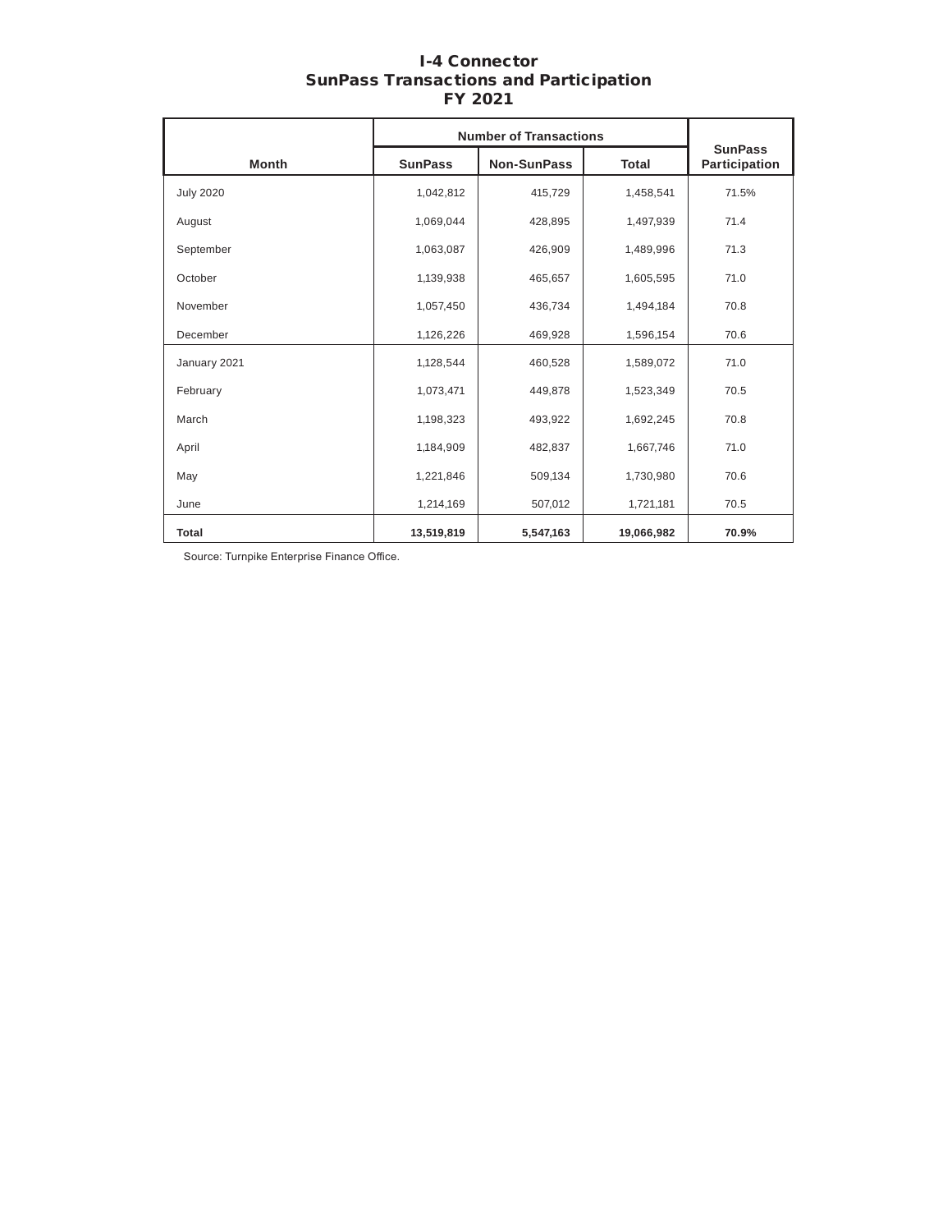# I-4 Connector
## SunPass Transactions and Participation
## FY 2021

| Month | Number of Transactions | | | SunPass Participation |
|---|---|---|---|---|
| | SunPass | Non-SunPass | Total | |
| July 2020 | 1,042,812 | 415,729 | 1,458,541 | 71.5% |
| August | 1,069,044 | 428,895 | 1,497,939 | 71.4 |
| September | 1,063,087 | 426,909 | 1,489,996 | 71.3 |
| October | 1,139,938 | 465,657 | 1,605,595 | 71.0 |
| November | 1,057,450 | 436,734 | 1,494,184 | 70.8 |
| December | 1,126,226 | 469,928 | 1,596,154 | 70.6 |
| January 2021 | 1,128,544 | 460,528 | 1,589,072 | 71.0 |
| February | 1,073,471 | 449,878 | 1,523,349 | 70.5 |
| March | 1,198,323 | 493,922 | 1,692,245 | 70.8 |
| April | 1,184,909 | 482,837 | 1,667,746 | 71.0 |
| May | 1,221,846 | 509,134 | 1,730,980 | 70.6 |
| June | 1,214,169 | 507,012 | 1,721,181 | 70.5 |
| **Total** | **13,519,819** | **5,547,163** | **19,066,982** | **70.9%** |

Source: Turnpike Enterprise Finance Office.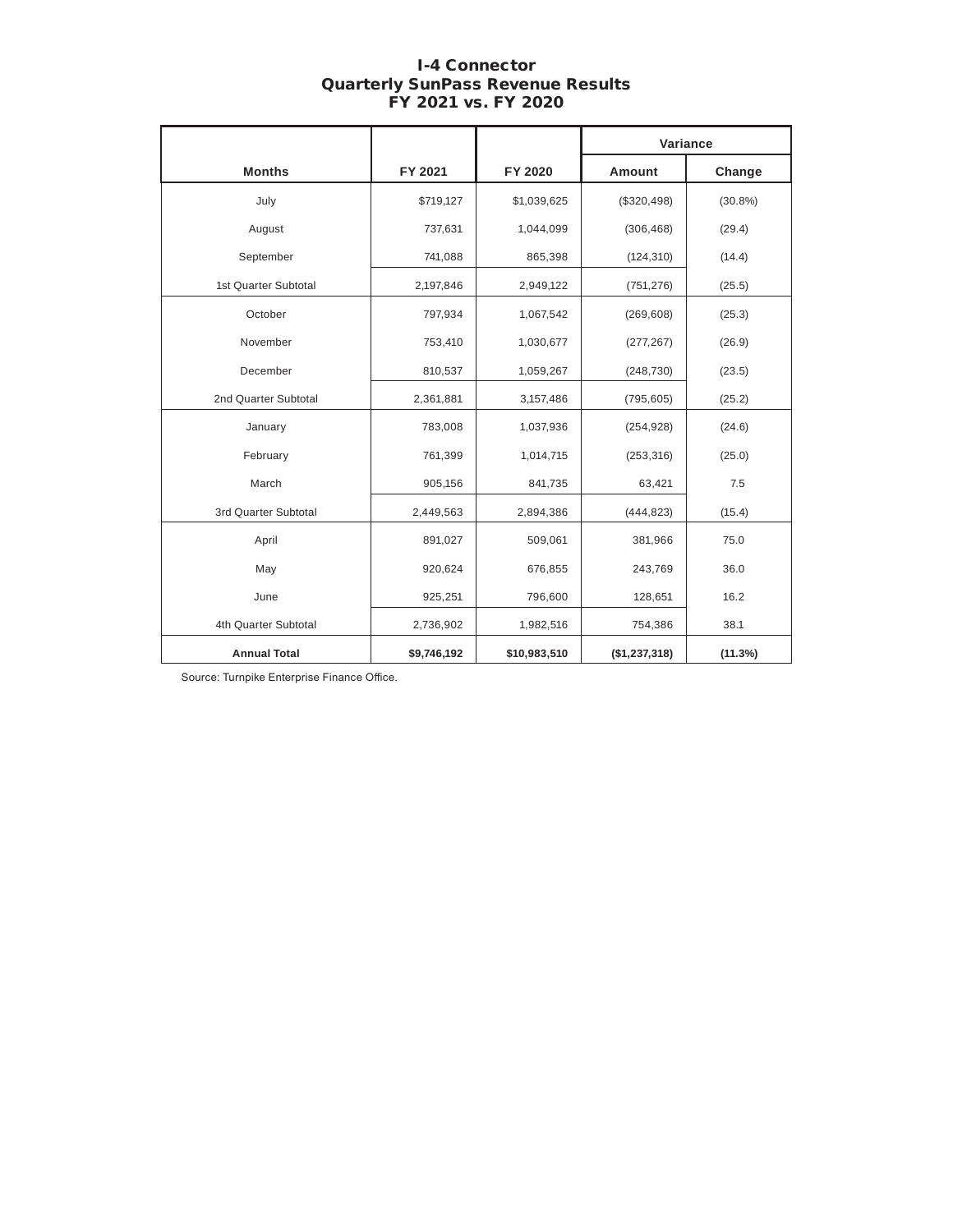# I-4 Connector
## Quarterly SunPass Revenue Results
## FY 2021 vs. FY 2020

| Months | FY 2021 | FY 2020 | Variance | |
|---|---|---|---|---|
| | | | Amount | Change |
| July | $719,127 | $1,039,625 | ($320,498) | (30.8%) |
| August | 737,631 | 1,044,099 | (306,468) | (29.4) |
| September | 741,088 | 865,398 | (124,310) | (14.4) |
| 1st Quarter Subtotal | 2,197,846 | 2,949,122 | (751,276) | (25.5) |
| October | 797,934 | 1,067,542 | (269,608) | (25.3) |
| November | 753,410 | 1,030,677 | (277,267) | (26.9) |
| December | 810,537 | 1,059,267 | (248,730) | (23.5) |
| 2nd Quarter Subtotal | 2,361,881 | 3,157,486 | (795,605) | (25.2) |
| January | 783,008 | 1,037,936 | (254,928) | (24.6) |
| February | 761,399 | 1,014,715 | (253,316) | (25.0) |
| March | 905,156 | 841,735 | 63,421 | 7.5 |
| 3rd Quarter Subtotal | 2,449,563 | 2,894,386 | (444,823) | (15.4) |
| April | 891,027 | 509,061 | 381,966 | 75.0 |
| May | 920,624 | 676,855 | 243,769 | 36.0 |
| June | 925,251 | 796,600 | 128,651 | 16.2 |
| 4th Quarter Subtotal | 2,736,902 | 1,982,516 | 754,386 | 38.1 |
| **Annual Total** | **$9,746,192** | **$10,983,510** | **($1,237,318)** | **(11.3%)** |

Source: Turnpike Enterprise Finance Office.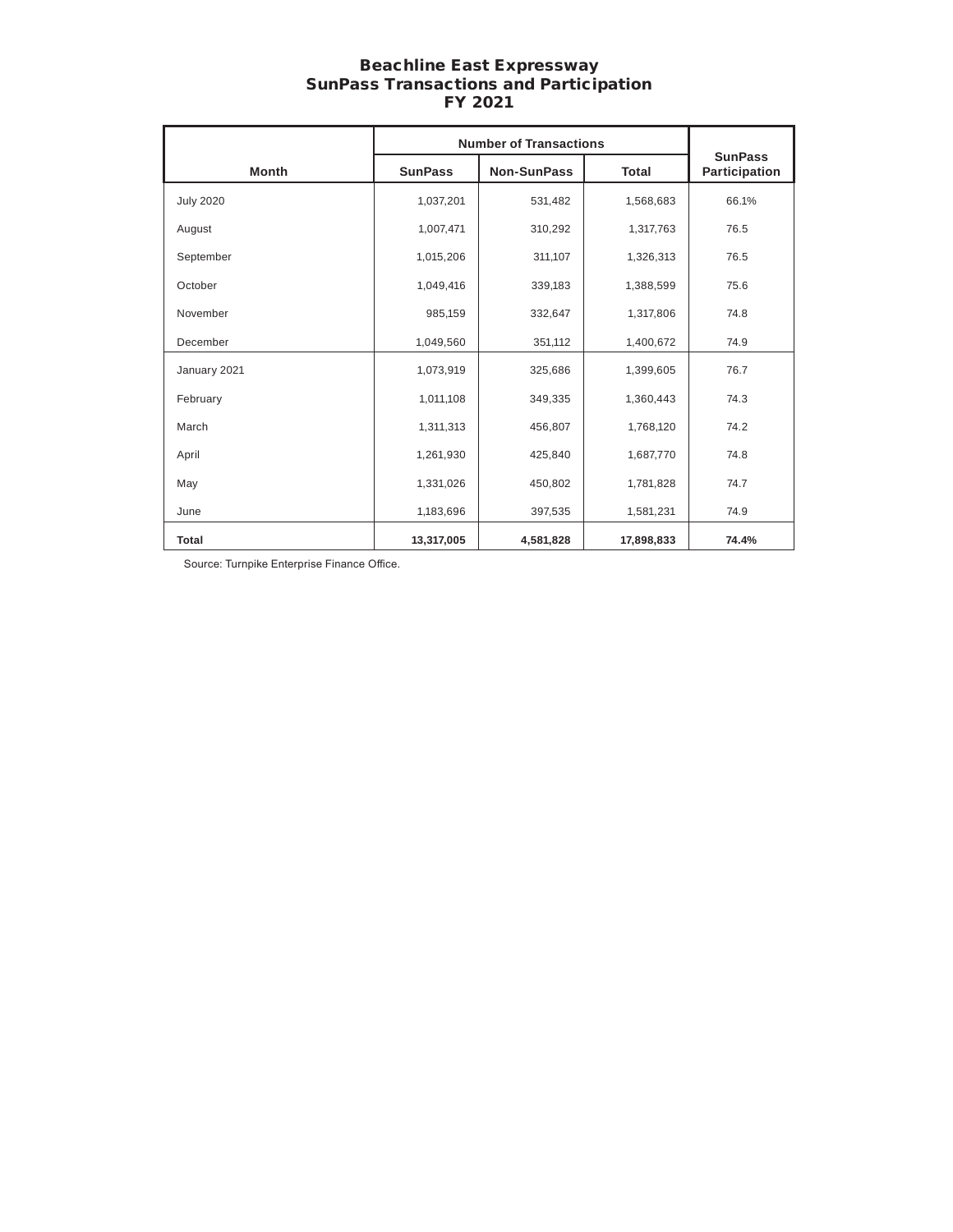# Beachline East Expressway
## SunPass Transactions and Participation
## FY 2021

| Month | Number of Transactions | | | SunPass Participation |
|---|---|---|---|---|
| | SunPass | Non-SunPass | Total | |
| July 2020 | 1,037,201 | 531,482 | 1,568,683 | 66.1% |
| August | 1,007,471 | 310,292 | 1,317,763 | 76.5 |
| September | 1,015,206 | 311,107 | 1,326,313 | 76.5 |
| October | 1,049,416 | 339,183 | 1,388,599 | 75.6 |
| November | 985,159 | 332,647 | 1,317,806 | 74.8 |
| December | 1,049,560 | 351,112 | 1,400,672 | 74.9 |
| January 2021 | 1,073,919 | 325,686 | 1,399,605 | 76.7 |
| February | 1,011,108 | 349,335 | 1,360,443 | 74.3 |
| March | 1,311,313 | 456,807 | 1,768,120 | 74.2 |
| April | 1,261,930 | 425,840 | 1,687,770 | 74.8 |
| May | 1,331,026 | 450,802 | 1,781,828 | 74.7 |
| June | 1,183,696 | 397,535 | 1,581,231 | 74.9 |
| **Total** | **13,317,005** | **4,581,828** | **17,898,833** | **74.4%** |

Source: Turnpike Enterprise Finance Office.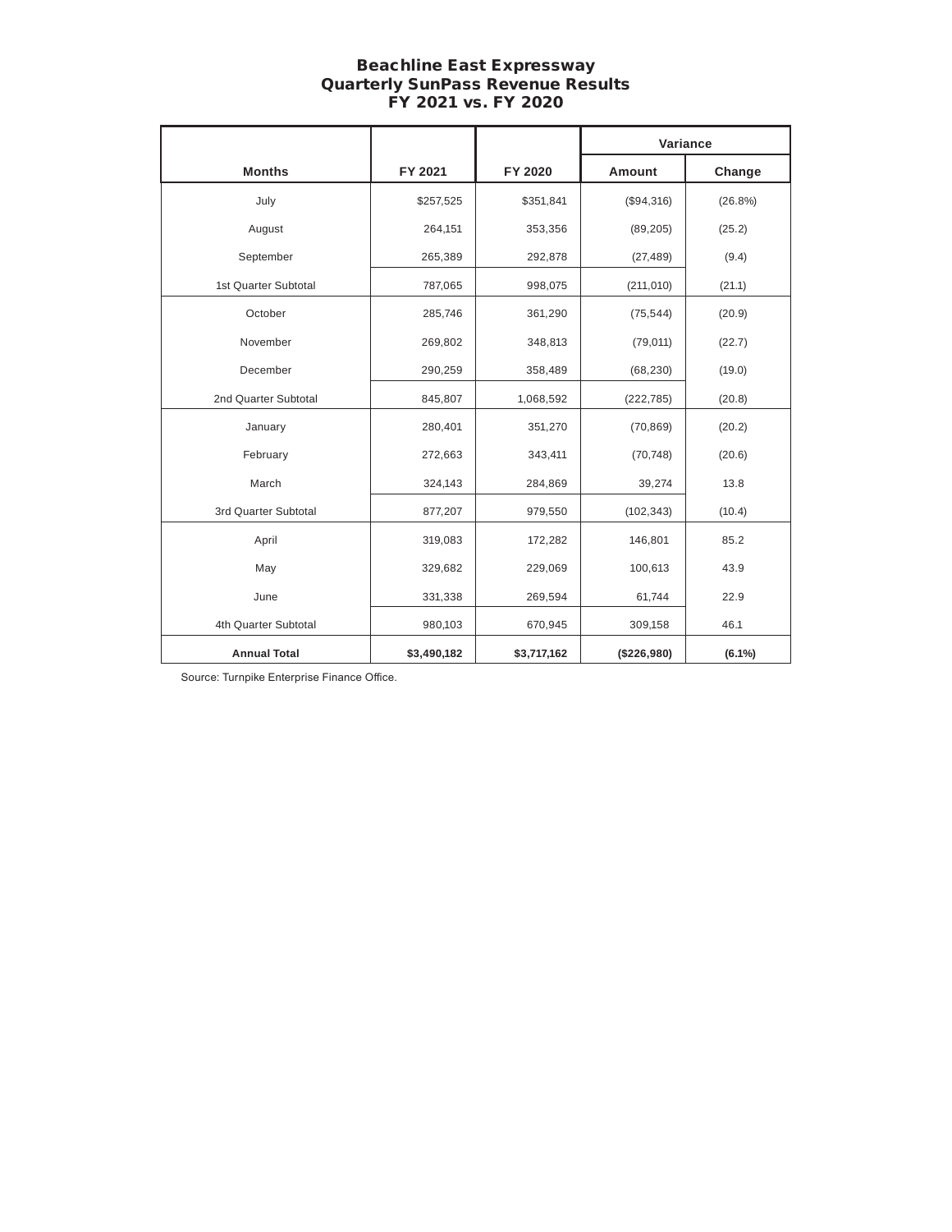# Beachline East Expressway
## Quarterly SunPass Revenue Results
## FY 2021 vs. FY 2020

| Months | FY 2021 | FY 2020 | Variance | |
|---|---|---|---|---|
| | | | Amount | Change |
| July | $257,525 | $351,841 | ($94,316) | (26.8%) |
| August | 264,151 | 353,356 | (89,205) | (25.2) |
| September | 265,389 | 292,878 | (27,489) | (9.4) |
| 1st Quarter Subtotal | 787,065 | 998,075 | (211,010) | (21.1) |
| October | 285,746 | 361,290 | (75,544) | (20.9) |
| November | 269,802 | 348,813 | (79,011) | (22.7) |
| December | 290,259 | 358,489 | (68,230) | (19.0) |
| 2nd Quarter Subtotal | 845,807 | 1,068,592 | (222,785) | (20.8) |
| January | 280,401 | 351,270 | (70,869) | (20.2) |
| February | 272,663 | 343,411 | (70,748) | (20.6) |
| March | 324,143 | 284,869 | 39,274 | 13.8 |
| 3rd Quarter Subtotal | 877,207 | 979,550 | (102,343) | (10.4) |
| April | 319,083 | 172,282 | 146,801 | 85.2 |
| May | 329,682 | 229,069 | 100,613 | 43.9 |
| June | 331,338 | 269,594 | 61,744 | 22.9 |
| 4th Quarter Subtotal | 980,103 | 670,945 | 309,158 | 46.1 |
| **Annual Total** | **$3,490,182** | **$3,717,162** | **($226,980)** | **(6.1%)** |

Source: Turnpike Enterprise Finance Office.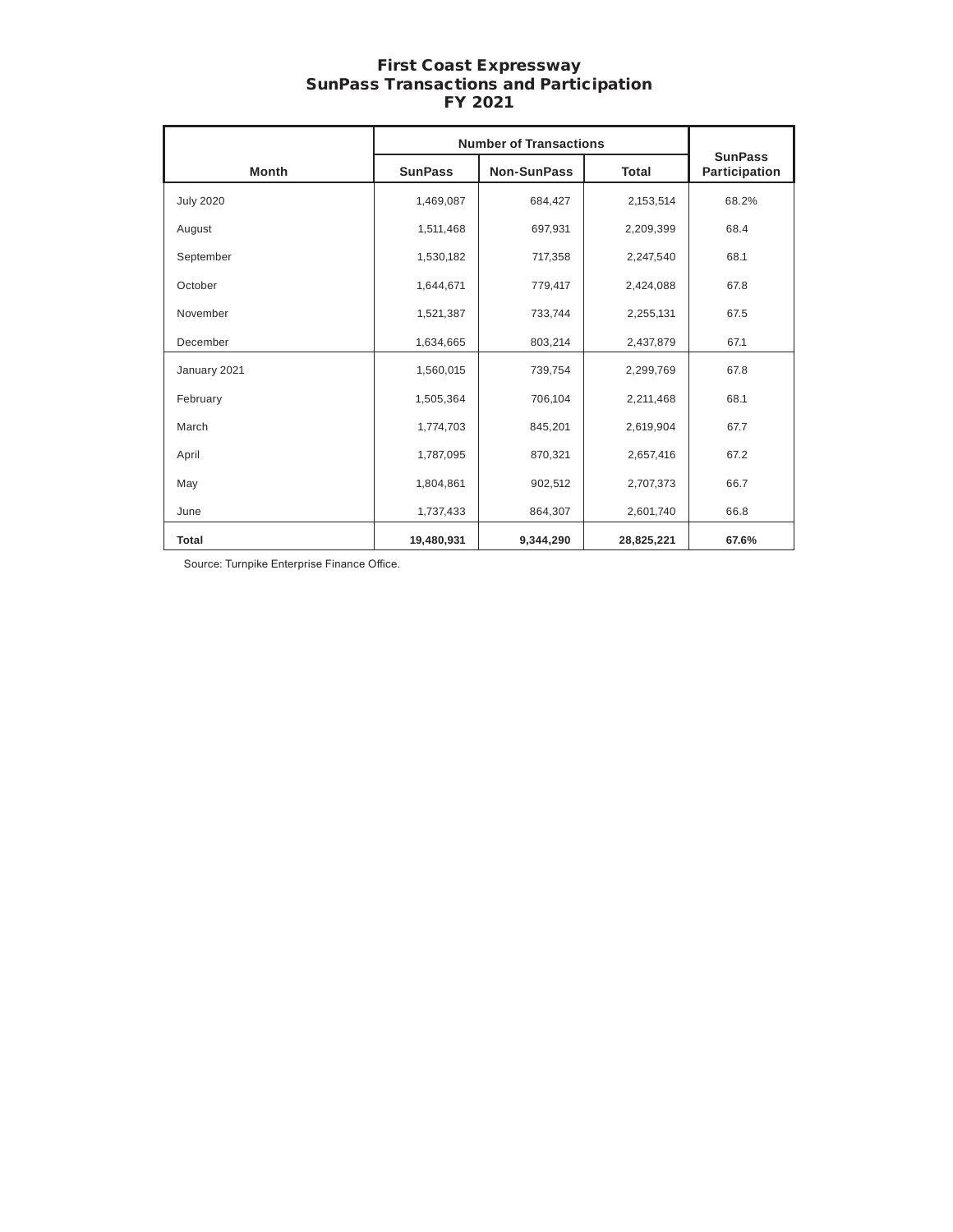# First Coast Expressway
## SunPass Transactions and Participation
## FY 2021

| Month | Number of Transactions | | | SunPass Participation |
|---|---|---|---|---|
| | SunPass | Non-SunPass | Total | |
| July 2020 | 1,469,087 | 684,427 | 2,153,514 | 68.2% |
| August | 1,511,468 | 697,931 | 2,209,399 | 68.4 |
| September | 1,530,182 | 717,358 | 2,247,540 | 68.1 |
| October | 1,644,671 | 779,417 | 2,424,088 | 67.8 |
| November | 1,521,387 | 733,744 | 2,255,131 | 67.5 |
| December | 1,634,665 | 803,214 | 2,437,879 | 67.1 |
| January 2021 | 1,560,015 | 739,754 | 2,299,769 | 67.8 |
| February | 1,505,364 | 706,104 | 2,211,468 | 68.1 |
| March | 1,774,703 | 845,201 | 2,619,904 | 67.7 |
| April | 1,787,095 | 870,321 | 2,657,416 | 67.2 |
| May | 1,804,861 | 902,512 | 2,707,373 | 66.7 |
| June | 1,737,433 | 864,307 | 2,601,740 | 66.8 |
| **Total** | **19,480,931** | **9,344,290** | **28,825,221** | **67.6%** |

Source: Turnpike Enterprise Finance Office.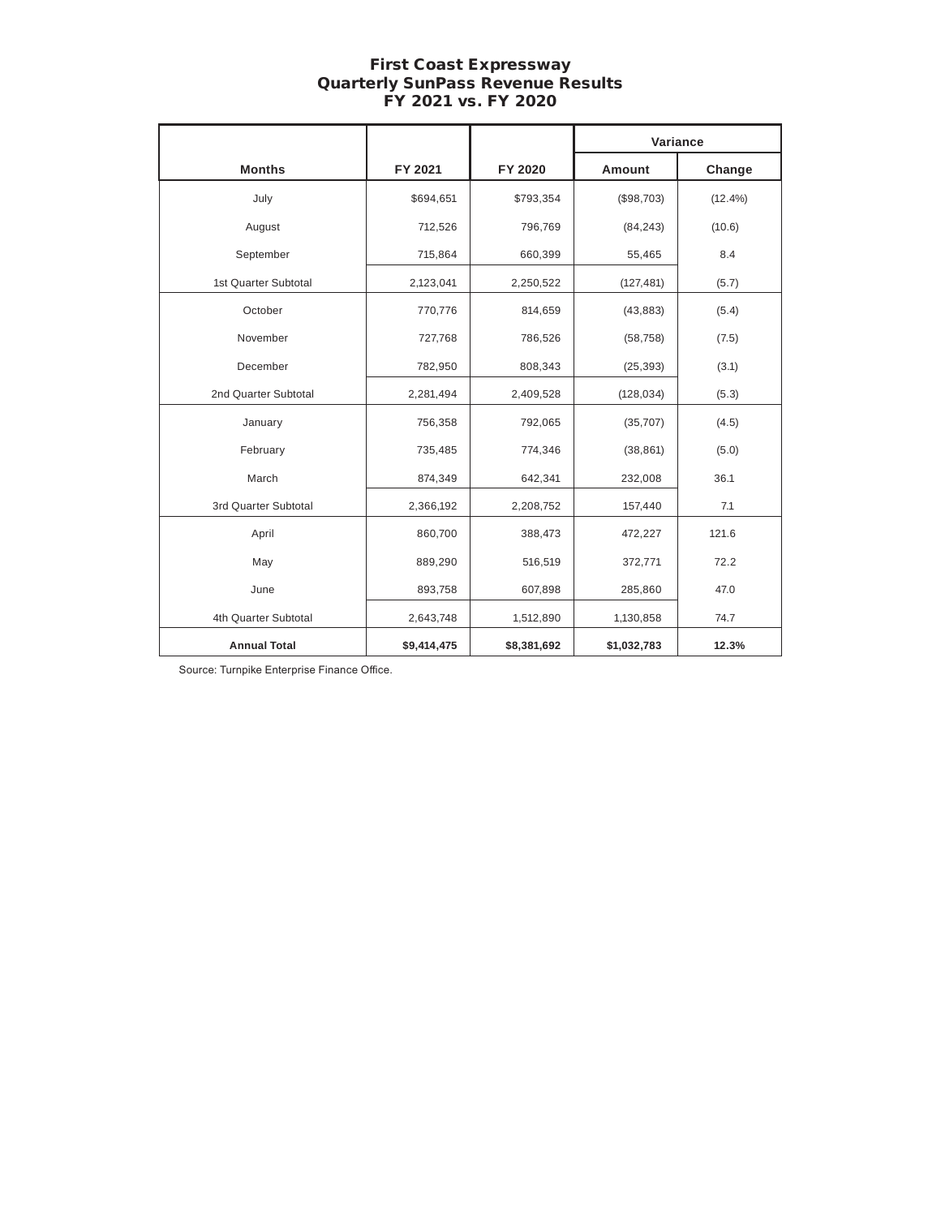# First Coast Expressway
## Quarterly SunPass Revenue Results
## FY 2021 vs. FY 2020

| | | | Variance | |
|---|---|---|---|---|
| **Months** | **FY 2021** | **FY 2020** | **Amount** | **Change** |
| July | $694,651 | $793,354 | ($98,703) | (12.4%) |
| August | 712,526 | 796,769 | (84,243) | (10.6) |
| September | 715,864 | 660,399 | 55,465 | 8.4 |
| 1st Quarter Subtotal | 2,123,041 | 2,250,522 | (127,481) | (5.7) |
| October | 770,776 | 814,659 | (43,883) | (5.4) |
| November | 727,768 | 786,526 | (58,758) | (7.5) |
| December | 782,950 | 808,343 | (25,393) | (3.1) |
| 2nd Quarter Subtotal | 2,281,494 | 2,409,528 | (128,034) | (5.3) |
| January | 756,358 | 792,065 | (35,707) | (4.5) |
| February | 735,485 | 774,346 | (38,861) | (5.0) |
| March | 874,349 | 642,341 | 232,008 | 36.1 |
| 3rd Quarter Subtotal | 2,366,192 | 2,208,752 | 157,440 | 7.1 |
| April | 860,700 | 388,473 | 472,227 | 121.6 |
| May | 889,290 | 516,519 | 372,771 | 72.2 |
| June | 893,758 | 607,898 | 285,860 | 47.0 |
| 4th Quarter Subtotal | 2,643,748 | 1,512,890 | 1,130,858 | 74.7 |
| **Annual Total** | **$9,414,475** | **$8,381,692** | **$1,032,783** | **12.3%** |

Source: Turnpike Enterprise Finance Office.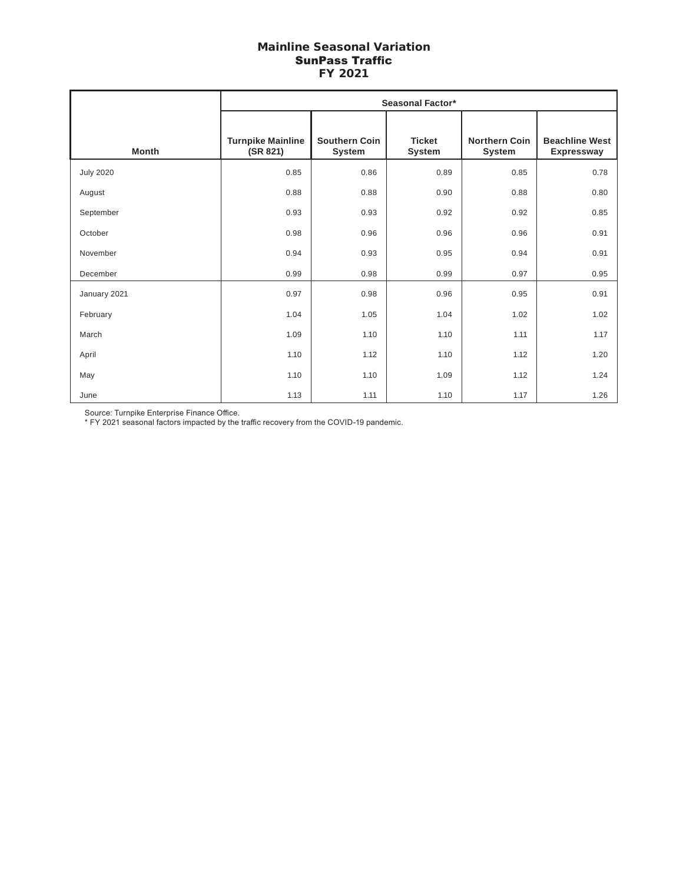# Mainline Seasonal Variation
## SunPass Traffic
## FY 2021

| | Seasonal Factor* | | | | |
|---|---|---|---|---|---|
| Month | Turnpike Mainline (SR 821) | Southern Coin System | Ticket System | Northern Coin System | Beachline West Expressway |
| July 2020 | 0.85 | 0.86 | 0.89 | 0.85 | 0.78 |
| August | 0.88 | 0.88 | 0.90 | 0.88 | 0.80 |
| September | 0.93 | 0.93 | 0.92 | 0.92 | 0.85 |
| October | 0.98 | 0.96 | 0.96 | 0.96 | 0.91 |
| November | 0.94 | 0.93 | 0.95 | 0.94 | 0.91 |
| December | 0.99 | 0.98 | 0.99 | 0.97 | 0.95 |
| January 2021 | 0.97 | 0.98 | 0.96 | 0.95 | 0.91 |
| February | 1.04 | 1.05 | 1.04 | 1.02 | 1.02 |
| March | 1.09 | 1.10 | 1.10 | 1.11 | 1.17 |
| April | 1.10 | 1.12 | 1.10 | 1.12 | 1.20 |
| May | 1.10 | 1.10 | 1.09 | 1.12 | 1.24 |
| June | 1.13 | 1.11 | 1.10 | 1.17 | 1.26 |

Source: Turnpike Enterprise Finance Office.

* FY 2021 seasonal factors impacted by the traffic recovery from the COVID-19 pandemic.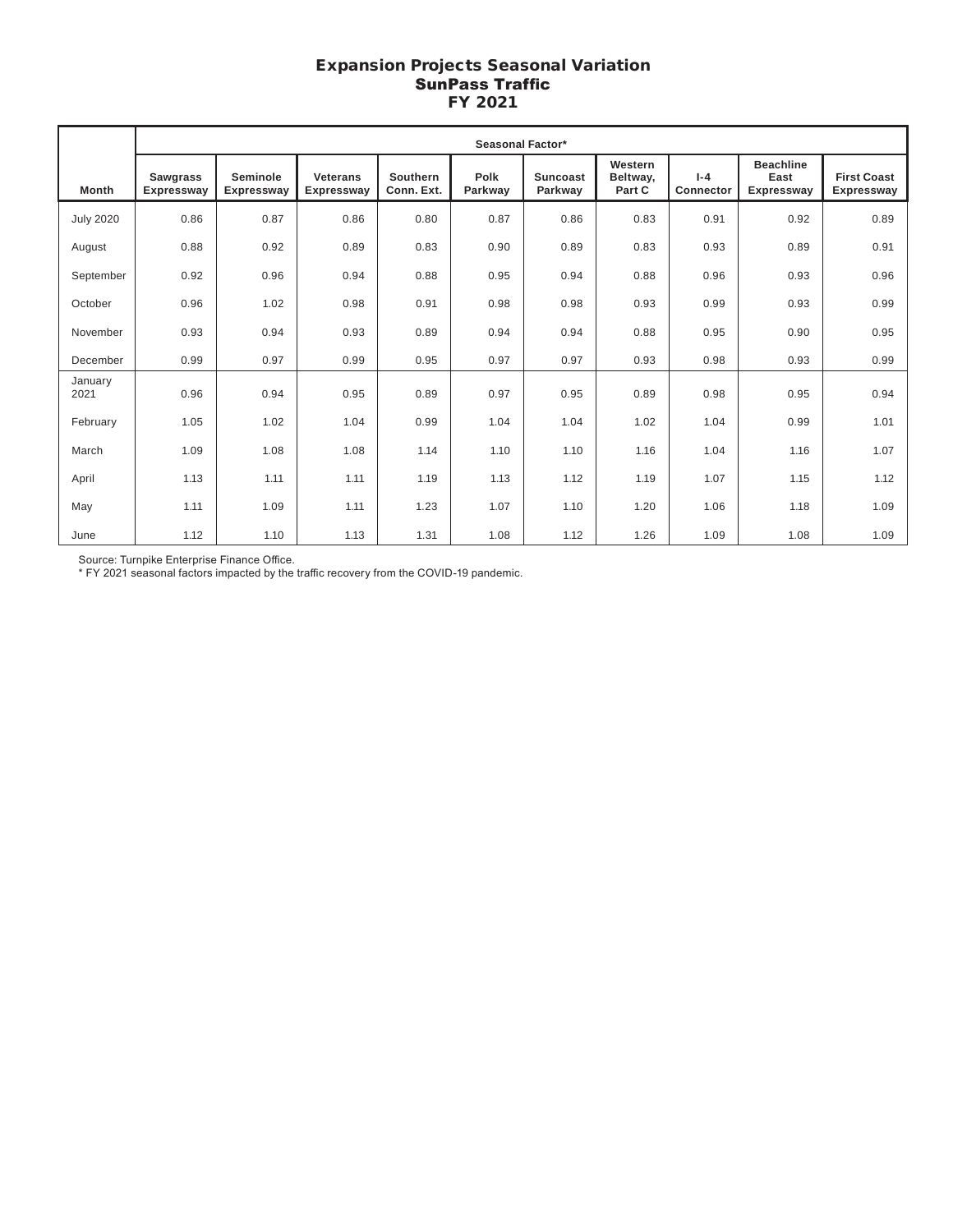# Expansion Projects Seasonal Variation
## SunPass Traffic
## FY 2021

| Month | Seasonal Factor* | | | | | | | | | |
|---|---|---|---|---|---|---|---|---|---|---|
| | Sawgrass Expressway | Seminole Expressway | Veterans Expressway | Southern Conn. Ext. | Polk Parkway | Suncoast Parkway | Western Beltway, Part C | I-4 Connector | Beachline East Expressway | First Coast Expressway |
| July 2020 | 0.86 | 0.87 | 0.86 | 0.80 | 0.87 | 0.86 | 0.83 | 0.91 | 0.92 | 0.89 |
| August | 0.88 | 0.92 | 0.89 | 0.83 | 0.90 | 0.89 | 0.83 | 0.93 | 0.89 | 0.91 |
| September | 0.92 | 0.96 | 0.94 | 0.88 | 0.95 | 0.94 | 0.88 | 0.96 | 0.93 | 0.96 |
| October | 0.96 | 1.02 | 0.98 | 0.91 | 0.98 | 0.98 | 0.93 | 0.99 | 0.93 | 0.99 |
| November | 0.93 | 0.94 | 0.93 | 0.89 | 0.94 | 0.94 | 0.88 | 0.95 | 0.90 | 0.95 |
| December | 0.99 | 0.97 | 0.99 | 0.95 | 0.97 | 0.97 | 0.93 | 0.98 | 0.93 | 0.99 |
| January 2021 | 0.96 | 0.94 | 0.95 | 0.89 | 0.97 | 0.95 | 0.89 | 0.98 | 0.95 | 0.94 |
| February | 1.05 | 1.02 | 1.04 | 0.99 | 1.04 | 1.04 | 1.02 | 1.04 | 0.99 | 1.01 |
| March | 1.09 | 1.08 | 1.08 | 1.14 | 1.10 | 1.10 | 1.16 | 1.04 | 1.16 | 1.07 |
| April | 1.13 | 1.11 | 1.11 | 1.19 | 1.13 | 1.12 | 1.19 | 1.07 | 1.15 | 1.12 |
| May | 1.11 | 1.09 | 1.11 | 1.23 | 1.07 | 1.10 | 1.20 | 1.06 | 1.18 | 1.09 |
| June | 1.12 | 1.10 | 1.13 | 1.31 | 1.08 | 1.12 | 1.26 | 1.09 | 1.08 | 1.09 |

Source: Turnpike Enterprise Finance Office.

* FY 2021 seasonal factors impacted by the traffic recovery from the COVID-19 pandemic.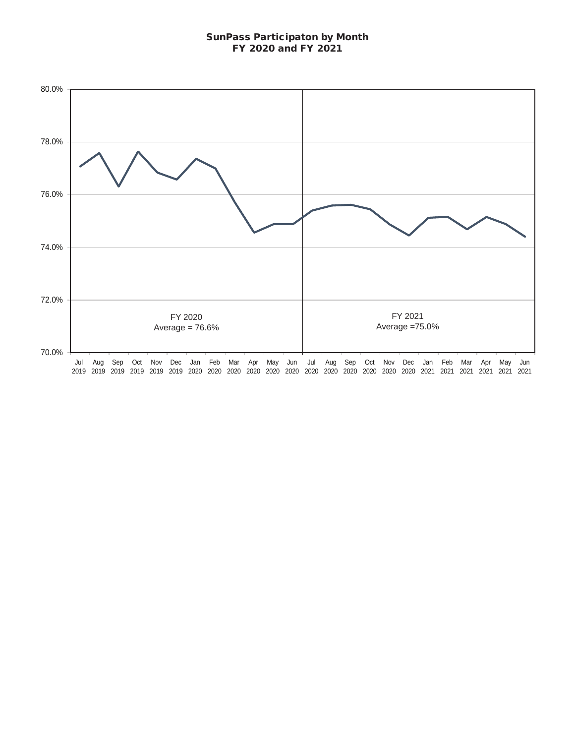**SunPass Participaton by Month**
**FY 2020 and FY 2021**

80.0%

78.0%

76.0%

74.0%

72.0%

70.0%

FY 2020
Average = 76.6%

FY 2021
Average =75.0%

Jul 2019 Aug 2019 Sep 2019 Oct 2019 Nov 2019 Dec 2019 Jan 2020 Feb 2020 Mar 2020 Apr 2020 May 2020 Jun 2020 Jul 2020 Aug 2020 Sep 2020 Oct 2020 Nov 2020 Dec 2020 Jan 2021 Feb 2021 Mar 2021 Apr 2021 May 2021 Jun 2021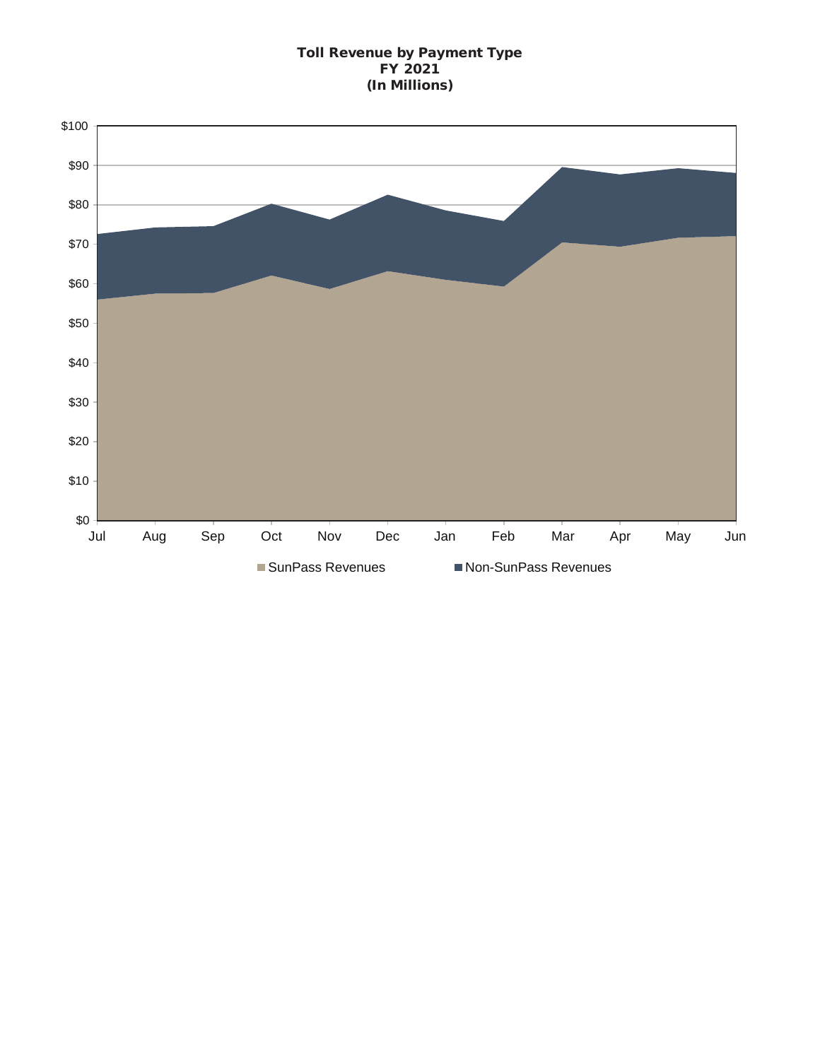**Toll Revenue by Payment Type**
**FY 2021**
**(In Millions)**

$100
$90
$80
$70
$60
$50
$40
$30
$20
$10
$0

Jul Aug Sep Oct Nov Dec Jan Feb Mar Apr May Jun

SunPass Revenues    Non-SunPass Revenues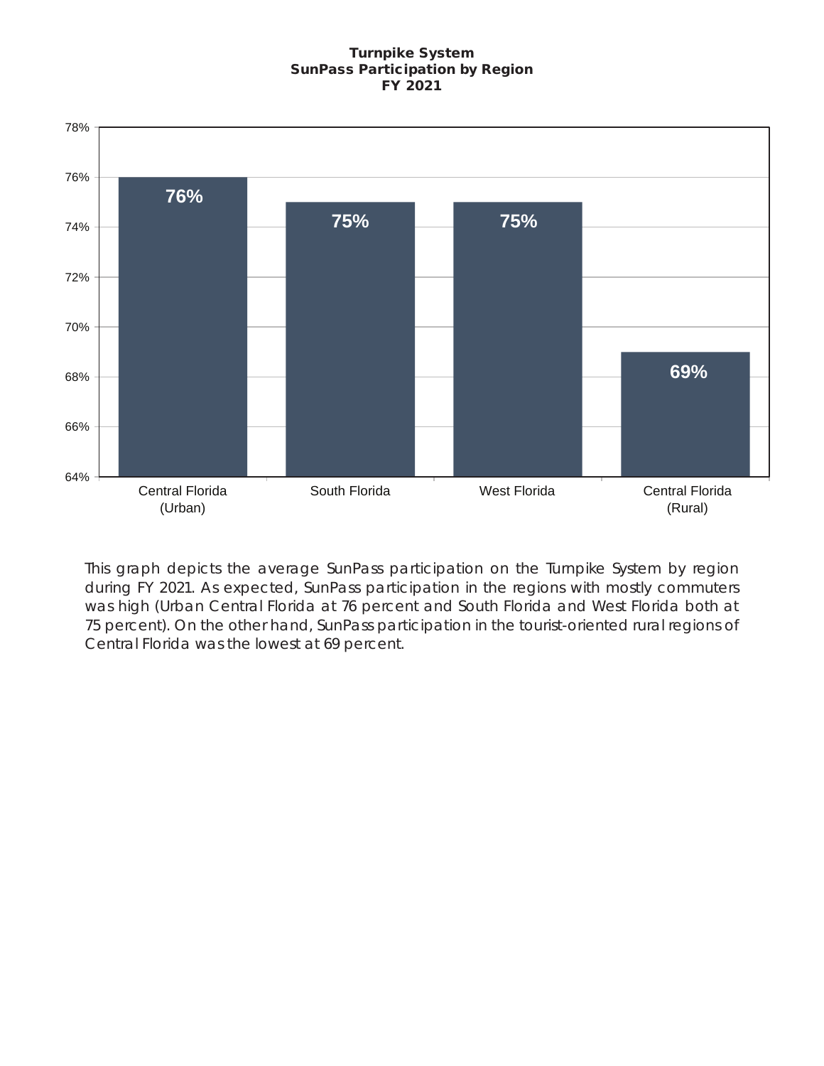**Turnpike System**
**SunPass Participation by Region**
**FY 2021**

| Region | SunPass Participation |
|---|---|
| Central Florida (Urban) | 76% |
| South Florida | 75% |
| West Florida | 75% |
| Central Florida (Rural) | 69% |

This graph depicts the average SunPass participation on the Turnpike System by region during FY 2021. As expected, SunPass participation in the regions with mostly commuters was high (Urban Central Florida at 76 percent and South Florida and West Florida both at 75 percent). On the other hand, SunPass participation in the tourist-oriented rural regions of Central Florida was the lowest at 69 percent.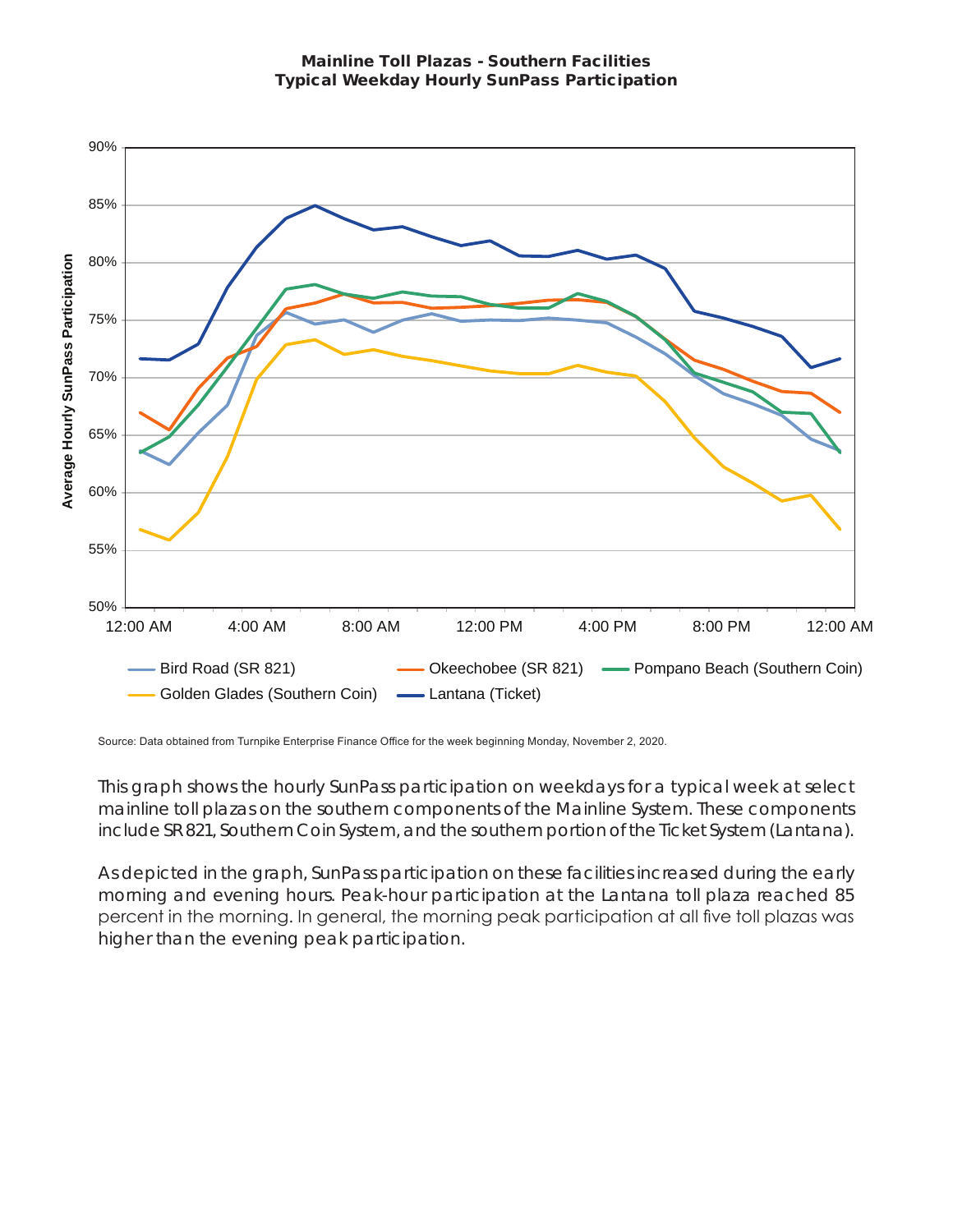**Mainline Toll Plazas - Southern Facilities**
**Typical Weekday Hourly SunPass Participation**

Source: Data obtained from Turnpike Enterprise Finance Office for the week beginning Monday, November 2, 2020.

This graph shows the hourly SunPass participation on weekdays for a typical week at select mainline toll plazas on the southern components of the Mainline System. These components include SR 821, Southern Coin System, and the southern portion of the Ticket System (Lantana).

As depicted in the graph, SunPass participation on these facilities increased during the early morning and evening hours. Peak-hour participation at the Lantana toll plaza reached 85 percent in the morning. In general, the morning peak participation at all five toll plazas was higher than the evening peak participation.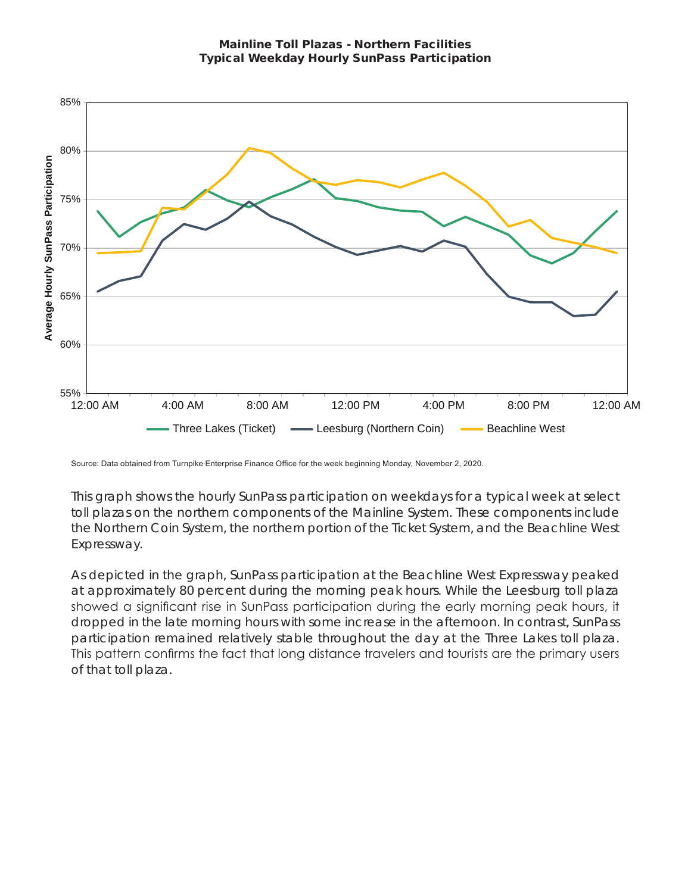**Mainline Toll Plazas - Northern Facilities**
**Typical Weekday Hourly SunPass Participation**

85%
80%
75%
70%
65%
60%
55%

Average Hourly SunPass Participation

12:00 AM
4:00 AM
8:00 AM
12:00 PM
4:00 PM
8:00 PM
12:00 AM

Three Lakes (Ticket)
Leesburg (Northern Coin)
Beachline West

Source: Data obtained from Turnpike Enterprise Finance Office for the week beginning Monday, November 2, 2020.

This graph shows the hourly SunPass participation on weekdays for a typical week at select toll plazas on the northern components of the Mainline System. These components include the Northern Coin System, the northern portion of the Ticket System, and the Beachline West Expressway.

As depicted in the graph, SunPass participation at the Beachline West Expressway peaked at approximately 80 percent during the morning peak hours. While the Leesburg toll plaza showed a significant rise in SunPass participation during the early morning peak hours, it dropped in the late morning hours with some increase in the afternoon. In contrast, SunPass participation remained relatively stable throughout the day at the Three Lakes toll plaza. This pattern confirms the fact that long distance travelers and tourists are the primary users of that toll plaza.